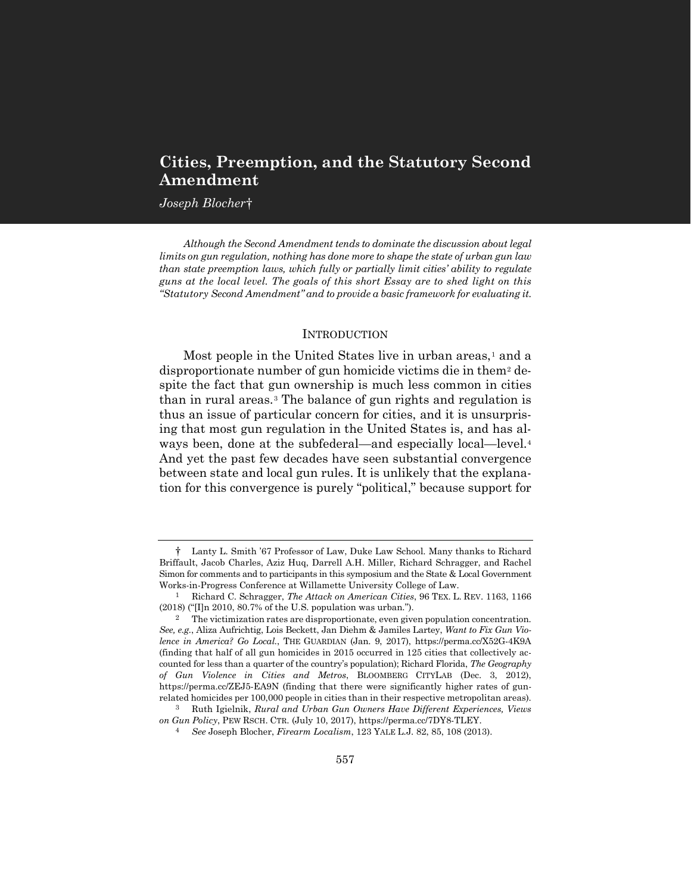# Cities, Preemption, and the Statutory Second Amendment

*Joseph Blocher*†

*Although the Second Amendment tends to dominate the discussion about legal limits on gun regulation, nothing has done more to shape the state of urban gun law than state preemption laws, which fully or partially limit cities' ability to regulate guns at the local level. The goals of this short Essay are to shed light on this "Statutory Second Amendment" and to provide a basic framework for evaluating it.*

## INTRODUCTION

Most people in the United States live in urban areas,[1] and a disproportionate number of gun homicide victims die in them[2] despite the fact that gun ownership is much less common in cities than in rural areas.[3] The balance of gun rights and regulation is thus an issue of particular concern for cities, and it is unsurprising that most gun regulation in the United States is, and has always been, done at the subfederal—and especially local—level.[4] And yet the past few decades have seen substantial convergence between state and local gun rules. It is unlikely that the explanation for this convergence is purely "political," because support for

---

† Lanty L. Smith '67 Professor of Law, Duke Law School. Many thanks to Richard Briffault, Jacob Charles, Aziz Huq, Darrell A.H. Miller, Richard Schragger, and Rachel Simon for comments and to participants in this symposium and the State & Local Government Works-in-Progress Conference at Willamette University College of Law.

[1] Richard C. Schragger, *The Attack on American Cities*, 96 TEX. L. REV. 1163, 1166 (2018) ("[I]n 2010, 80.7% of the U.S. population was urban.").

[2] The victimization rates are disproportionate, even given population concentration. *See, e.g.*, Aliza Aufrichtig, Lois Beckett, Jan Diehm & Jamiles Lartey, *Want to Fix Gun Violence in America? Go Local.*, THE GUARDIAN (Jan. 9, 2017), https://perma.cc/X52G-4K9A (finding that half of all gun homicides in 2015 occurred in 125 cities that collectively accounted for less than a quarter of the country's population); Richard Florida, *The Geography of Gun Violence in Cities and Metros*, BLOOMBERG CITYLAB (Dec. 3, 2012), https://perma.cc/ZEJ5-EA9N (finding that there were significantly higher rates of gun-related homicides per 100,000 people in cities than in their respective metropolitan areas).

[3] Ruth Igielnik, *Rural and Urban Gun Owners Have Different Experiences, Views on Gun Policy*, PEW RSCH. CTR. (July 10, 2017), https://perma.cc/7DY8-TLEY.

[4] *See* Joseph Blocher, *Firearm Localism*, 123 YALE L.J. 82, 85, 108 (2013).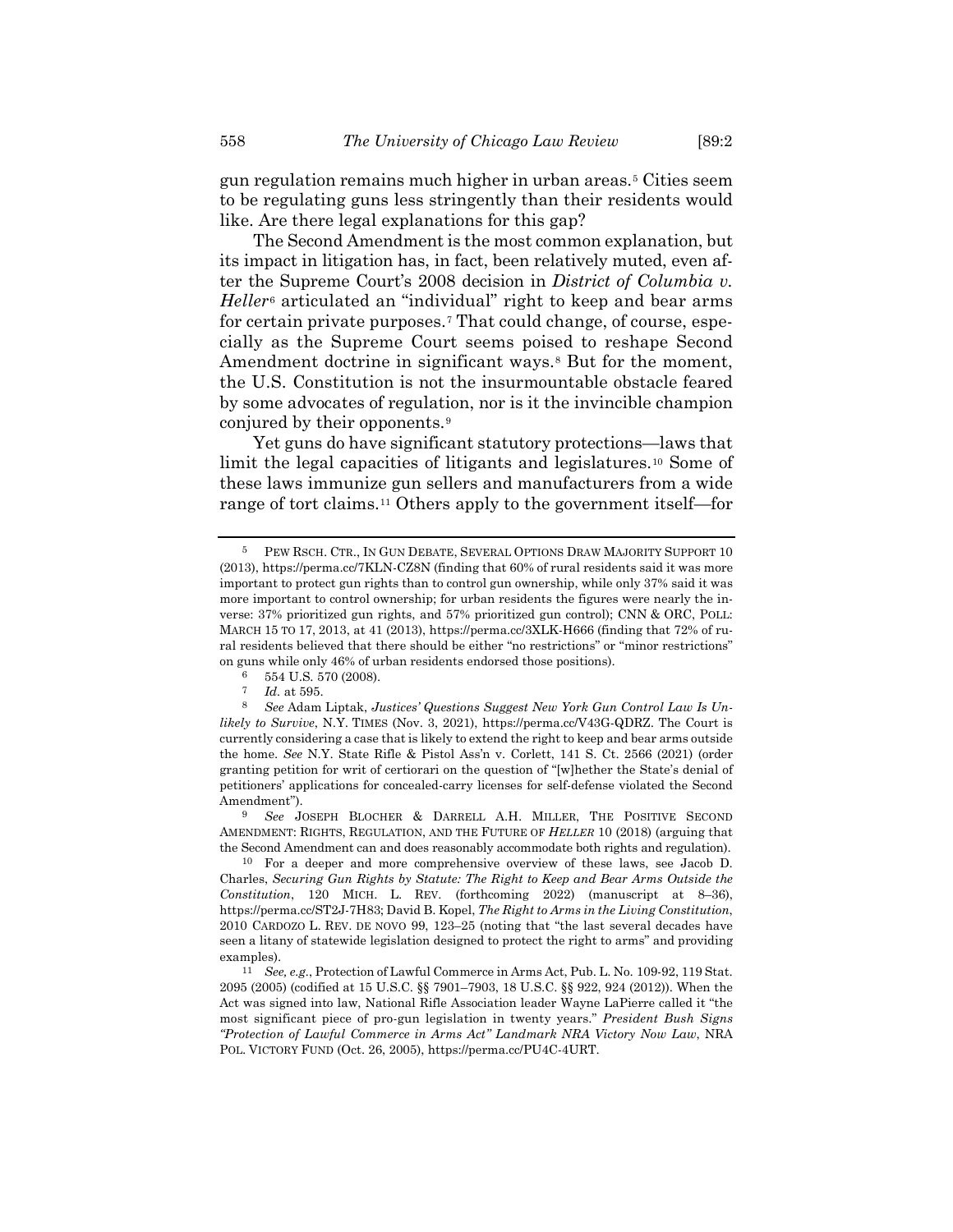gun regulation remains much higher in urban areas.[5] Cities seem to be regulating guns less stringently than their residents would like. Are there legal explanations for this gap?

The Second Amendment is the most common explanation, but its impact in litigation has, in fact, been relatively muted, even after the Supreme Court's 2008 decision in *District of Columbia v. Heller*[6] articulated an "individual" right to keep and bear arms for certain private purposes.[7] That could change, of course, especially as the Supreme Court seems poised to reshape Second Amendment doctrine in significant ways.[8] But for the moment, the U.S. Constitution is not the insurmountable obstacle feared by some advocates of regulation, nor is it the invincible champion conjured by their opponents.[9]

Yet guns do have significant statutory protections—laws that limit the legal capacities of litigants and legislatures.[10] Some of these laws immunize gun sellers and manufacturers from a wide range of tort claims.[11] Others apply to the government itself—for

---

[5] PEW RSCH. CTR., IN GUN DEBATE, SEVERAL OPTIONS DRAW MAJORITY SUPPORT 10 (2013), https://perma.cc/7KLN-CZ8N (finding that 60% of rural residents said it was more important to protect gun rights than to control gun ownership, while only 37% said it was more important to control ownership; for urban residents the figures were nearly the inverse: 37% prioritized gun rights, and 57% prioritized gun control); CNN & ORC, POLL: MARCH 15 TO 17, 2013, at 41 (2013), https://perma.cc/3XLK-H666 (finding that 72% of rural residents believed that there should be either "no restrictions" or "minor restrictions" on guns while only 46% of urban residents endorsed those positions).

[6] 554 U.S. 570 (2008).

[7] *Id.* at 595.

[8] *See* Adam Liptak, *Justices' Questions Suggest New York Gun Control Law Is Unlikely to Survive*, N.Y. TIMES (Nov. 3, 2021), https://perma.cc/V43G-QDRZ. The Court is currently considering a case that is likely to extend the right to keep and bear arms outside the home. *See* N.Y. State Rifle & Pistol Ass'n v. Corlett, 141 S. Ct. 2566 (2021) (order granting petition for writ of certiorari on the question of "[w]hether the State's denial of petitioners' applications for concealed-carry licenses for self-defense violated the Second Amendment").

[9] *See* JOSEPH BLOCHER & DARRELL A.H. MILLER, THE POSITIVE SECOND AMENDMENT: RIGHTS, REGULATION, AND THE FUTURE OF *HELLER* 10 (2018) (arguing that the Second Amendment can and does reasonably accommodate both rights and regulation).

[10] For a deeper and more comprehensive overview of these laws, see Jacob D. Charles, *Securing Gun Rights by Statute: The Right to Keep and Bear Arms Outside the Constitution*, 120 MICH. L. REV. (forthcoming 2022) (manuscript at 8–36), https://perma.cc/ST2J-7H83; David B. Kopel, *The Right to Arms in the Living Constitution*, 2010 CARDOZO L. REV. DE NOVO 99, 123–25 (noting that "the last several decades have seen a litany of statewide legislation designed to protect the right to arms" and providing examples).

[11] *See, e.g.*, Protection of Lawful Commerce in Arms Act, Pub. L. No. 109-92, 119 Stat. 2095 (2005) (codified at 15 U.S.C. §§ 7901–7903, 18 U.S.C. §§ 922, 924 (2012)). When the Act was signed into law, National Rifle Association leader Wayne LaPierre called it "the most significant piece of pro-gun legislation in twenty years." *President Bush Signs "Protection of Lawful Commerce in Arms Act" Landmark NRA Victory Now Law*, NRA POL. VICTORY FUND (Oct. 26, 2005), https://perma.cc/PU4C-4URT.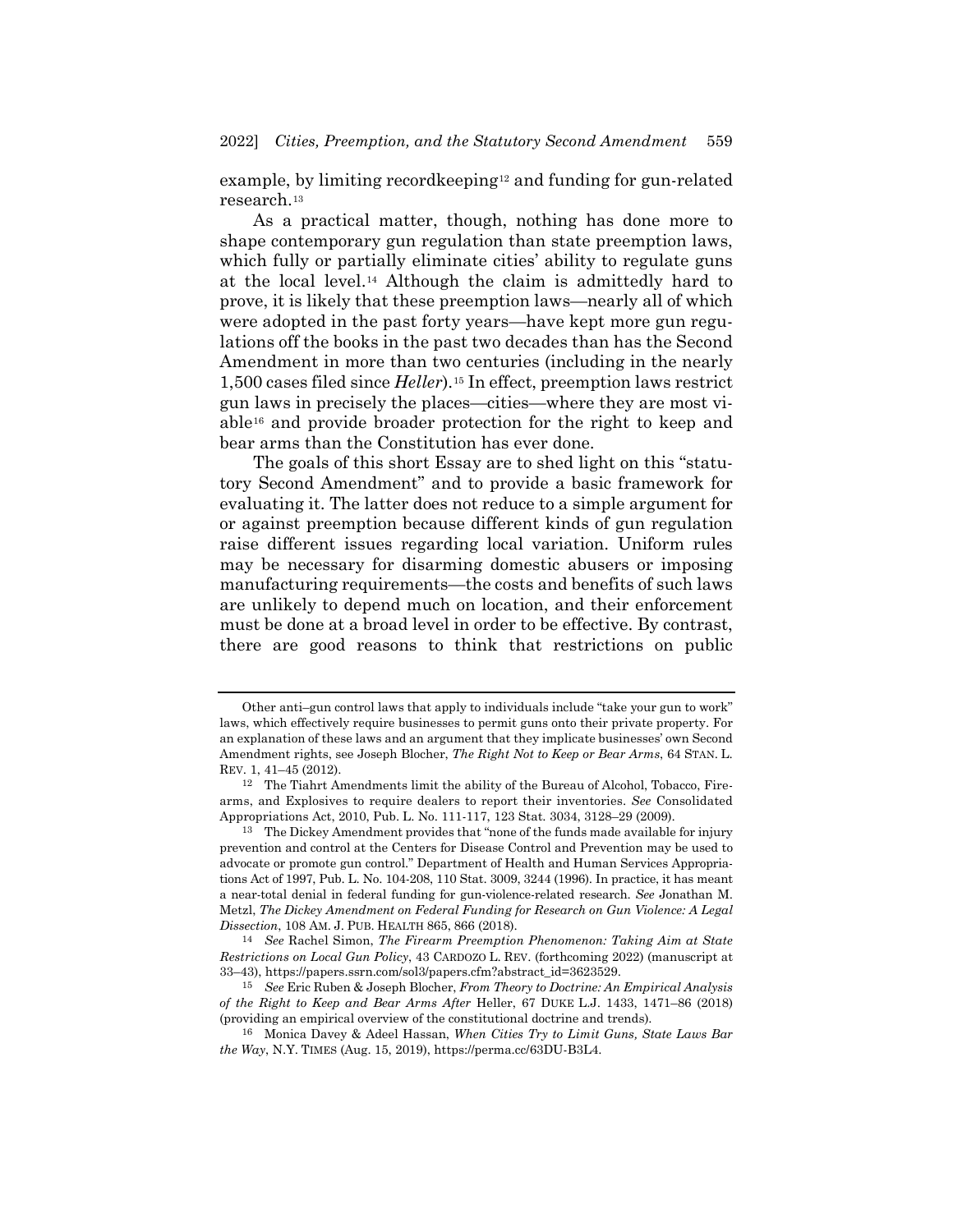example, by limiting recordkeeping[12] and funding for gun-related research.[13]

As a practical matter, though, nothing has done more to shape contemporary gun regulation than state preemption laws, which fully or partially eliminate cities' ability to regulate guns at the local level.[14] Although the claim is admittedly hard to prove, it is likely that these preemption laws—nearly all of which were adopted in the past forty years—have kept more gun regulations off the books in the past two decades than has the Second Amendment in more than two centuries (including in the nearly 1,500 cases filed since *Heller*).[15] In effect, preemption laws restrict gun laws in precisely the places—cities—where they are most viable[16] and provide broader protection for the right to keep and bear arms than the Constitution has ever done.

The goals of this short Essay are to shed light on this "statutory Second Amendment" and to provide a basic framework for evaluating it. The latter does not reduce to a simple argument for or against preemption because different kinds of gun regulation raise different issues regarding local variation. Uniform rules may be necessary for disarming domestic abusers or imposing manufacturing requirements—the costs and benefits of such laws are unlikely to depend much on location, and their enforcement must be done at a broad level in order to be effective. By contrast, there are good reasons to think that restrictions on public

---

Other anti–gun control laws that apply to individuals include "take your gun to work" laws, which effectively require businesses to permit guns onto their private property. For an explanation of these laws and an argument that they implicate businesses' own Second Amendment rights, see Joseph Blocher, *The Right Not to Keep or Bear Arms*, 64 STAN. L. REV. 1, 41–45 (2012).

[12] The Tiahrt Amendments limit the ability of the Bureau of Alcohol, Tobacco, Firearms, and Explosives to require dealers to report their inventories. *See* Consolidated Appropriations Act, 2010, Pub. L. No. 111-117, 123 Stat. 3034, 3128–29 (2009).

[13] The Dickey Amendment provides that "none of the funds made available for injury prevention and control at the Centers for Disease Control and Prevention may be used to advocate or promote gun control." Department of Health and Human Services Appropriations Act of 1997, Pub. L. No. 104-208, 110 Stat. 3009, 3244 (1996). In practice, it has meant a near-total denial in federal funding for gun-violence-related research. *See* Jonathan M. Metzl, *The Dickey Amendment on Federal Funding for Research on Gun Violence: A Legal Dissection*, 108 AM. J. PUB. HEALTH 865, 866 (2018).

[14] *See* Rachel Simon, *The Firearm Preemption Phenomenon: Taking Aim at State Restrictions on Local Gun Policy*, 43 CARDOZO L. REV. (forthcoming 2022) (manuscript at 33–43), https://papers.ssrn.com/sol3/papers.cfm?abstract_id=3623529.

[15] *See* Eric Ruben & Joseph Blocher, *From Theory to Doctrine: An Empirical Analysis of the Right to Keep and Bear Arms After* Heller, 67 DUKE L.J. 1433, 1471–86 (2018) (providing an empirical overview of the constitutional doctrine and trends).

[16] Monica Davey & Adeel Hassan, *When Cities Try to Limit Guns, State Laws Bar the Way*, N.Y. TIMES (Aug. 15, 2019), https://perma.cc/63DU-B3L4.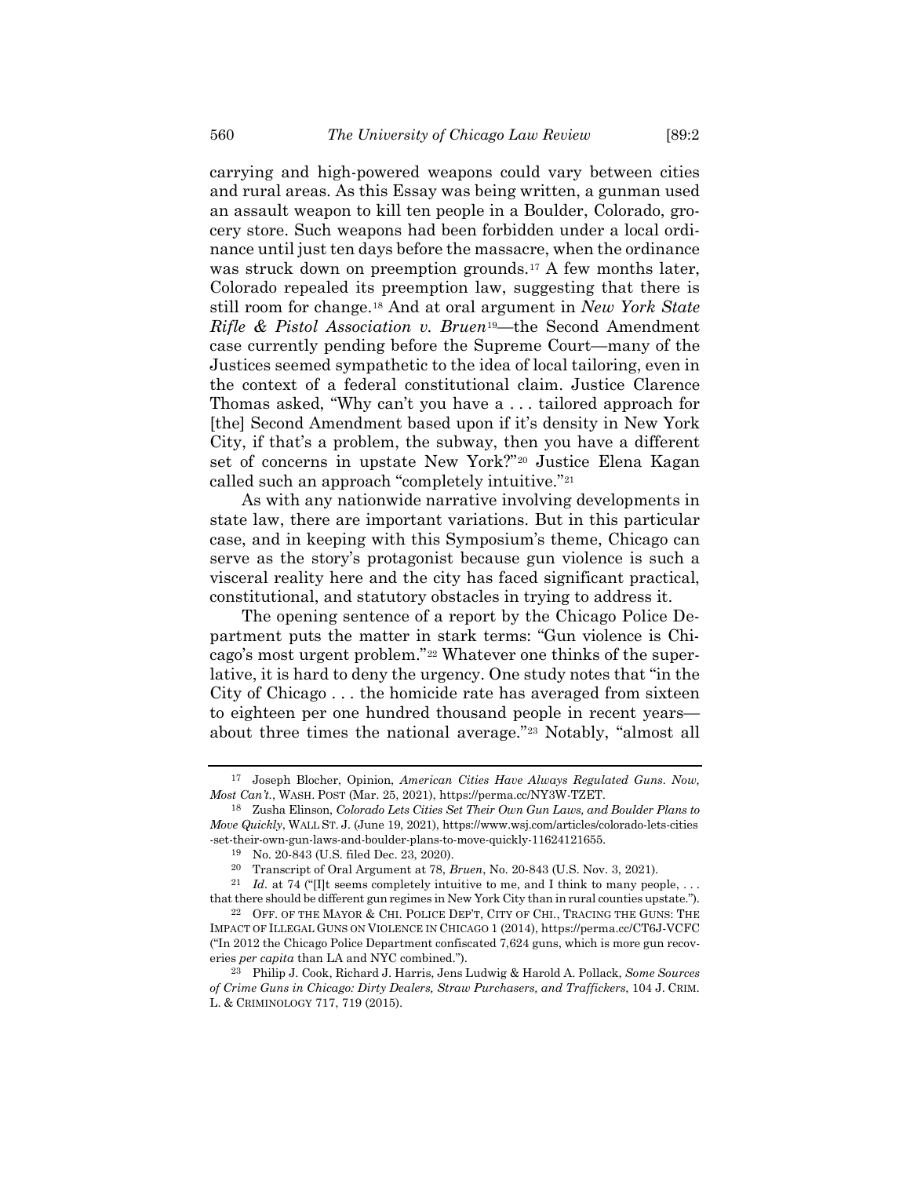carrying and high-powered weapons could vary between cities and rural areas. As this Essay was being written, a gunman used an assault weapon to kill ten people in a Boulder, Colorado, grocery store. Such weapons had been forbidden under a local ordinance until just ten days before the massacre, when the ordinance was struck down on preemption grounds.[17] A few months later, Colorado repealed its preemption law, suggesting that there is still room for change.[18] And at oral argument in *New York State Rifle & Pistol Association v. Bruen*[19]—the Second Amendment case currently pending before the Supreme Court—many of the Justices seemed sympathetic to the idea of local tailoring, even in the context of a federal constitutional claim. Justice Clarence Thomas asked, "Why can't you have a . . . tailored approach for [the] Second Amendment based upon if it's density in New York City, if that's a problem, the subway, then you have a different set of concerns in upstate New York?"[20] Justice Elena Kagan called such an approach "completely intuitive."[21]

As with any nationwide narrative involving developments in state law, there are important variations. But in this particular case, and in keeping with this Symposium's theme, Chicago can serve as the story's protagonist because gun violence is such a visceral reality here and the city has faced significant practical, constitutional, and statutory obstacles in trying to address it.

The opening sentence of a report by the Chicago Police Department puts the matter in stark terms: "Gun violence is Chicago's most urgent problem."[22] Whatever one thinks of the superlative, it is hard to deny the urgency. One study notes that "in the City of Chicago . . . the homicide rate has averaged from sixteen to eighteen per one hundred thousand people in recent years—about three times the national average."[23] Notably, "almost all

---

[17] Joseph Blocher, Opinion, *American Cities Have Always Regulated Guns. Now, Most Can't.*, WASH. POST (Mar. 25, 2021), https://perma.cc/NY3W-TZET.

[18] Zusha Elinson, *Colorado Lets Cities Set Their Own Gun Laws, and Boulder Plans to Move Quickly*, WALL ST. J. (June 19, 2021), https://www.wsj.com/articles/colorado-lets-cities-set-their-own-gun-laws-and-boulder-plans-to-move-quickly-11624121655.

[19] No. 20-843 (U.S. filed Dec. 23, 2020).

[20] Transcript of Oral Argument at 78, *Bruen*, No. 20-843 (U.S. Nov. 3, 2021).

[21] *Id.* at 74 ("[I]t seems completely intuitive to me, and I think to many people, . . . that there should be different gun regimes in New York City than in rural counties upstate.").

[22] OFF. OF THE MAYOR & CHI. POLICE DEP'T, CITY OF CHI., TRACING THE GUNS: THE IMPACT OF ILLEGAL GUNS ON VIOLENCE IN CHICAGO 1 (2014), https://perma.cc/CT6J-VCFC ("In 2012 the Chicago Police Department confiscated 7,624 guns, which is more gun recoveries *per capita* than LA and NYC combined.").

[23] Philip J. Cook, Richard J. Harris, Jens Ludwig & Harold A. Pollack, *Some Sources of Crime Guns in Chicago: Dirty Dealers, Straw Purchasers, and Traffickers*, 104 J. CRIM. L. & CRIMINOLOGY 717, 719 (2015).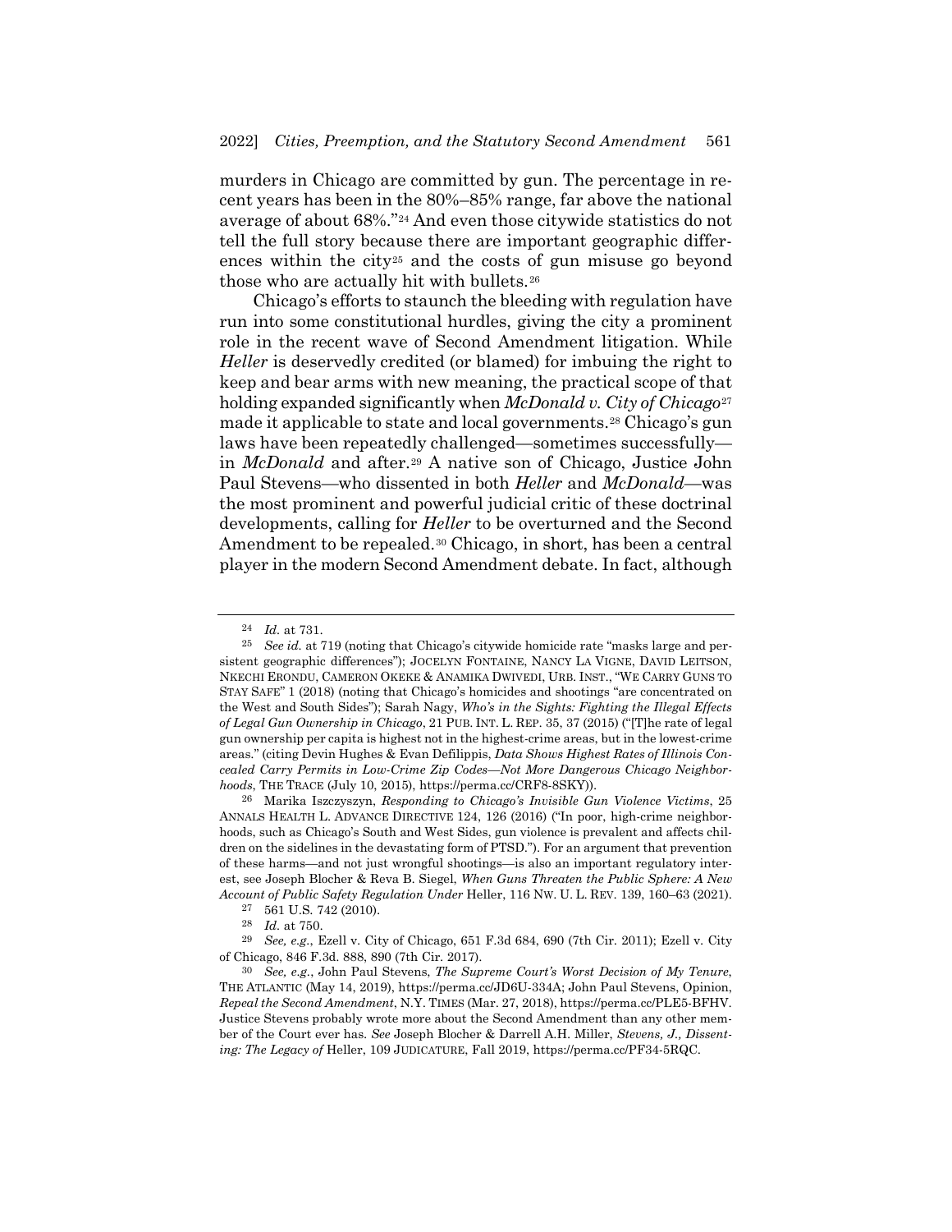murders in Chicago are committed by gun. The percentage in recent years has been in the 80%–85% range, far above the national average of about 68%."[24] And even those citywide statistics do not tell the full story because there are important geographic differences within the city[25] and the costs of gun misuse go beyond those who are actually hit with bullets.[26]

Chicago's efforts to staunch the bleeding with regulation have run into some constitutional hurdles, giving the city a prominent role in the recent wave of Second Amendment litigation. While *Heller* is deservedly credited (or blamed) for imbuing the right to keep and bear arms with new meaning, the practical scope of that holding expanded significantly when *McDonald v. City of Chicago*[27] made it applicable to state and local governments.[28] Chicago's gun laws have been repeatedly challenged—sometimes successfully—in *McDonald* and after.[29] A native son of Chicago, Justice John Paul Stevens—who dissented in both *Heller* and *McDonald*—was the most prominent and powerful judicial critic of these doctrinal developments, calling for *Heller* to be overturned and the Second Amendment to be repealed.[30] Chicago, in short, has been a central player in the modern Second Amendment debate. In fact, although

---

[24] *Id.* at 731.

[25] *See id.* at 719 (noting that Chicago's citywide homicide rate "masks large and persistent geographic differences"); JOCELYN FONTAINE, NANCY LA VIGNE, DAVID LEITSON, NKECHI ERONDU, CAMERON OKEKE & ANAMIKA DWIVEDI, URB. INST., "WE CARRY GUNS TO STAY SAFE" 1 (2018) (noting that Chicago's homicides and shootings "are concentrated on the West and South Sides"); Sarah Nagy, *Who's in the Sights: Fighting the Illegal Effects of Legal Gun Ownership in Chicago*, 21 PUB. INT. L. REP. 35, 37 (2015) ("[T]he rate of legal gun ownership per capita is highest not in the highest-crime areas, but in the lowest-crime areas." (citing Devin Hughes & Evan Defilippis, *Data Shows Highest Rates of Illinois Concealed Carry Permits in Low-Crime Zip Codes—Not More Dangerous Chicago Neighborhoods*, THE TRACE (July 10, 2015), https://perma.cc/CRF8-8SKY)).

[26] Marika Iszczyszyn, *Responding to Chicago's Invisible Gun Violence Victims*, 25 ANNALS HEALTH L. ADVANCE DIRECTIVE 124, 126 (2016) ("In poor, high-crime neighborhoods, such as Chicago's South and West Sides, gun violence is prevalent and affects children on the sidelines in the devastating form of PTSD."). For an argument that prevention of these harms—and not just wrongful shootings—is also an important regulatory interest, see Joseph Blocher & Reva B. Siegel, *When Guns Threaten the Public Sphere: A New Account of Public Safety Regulation Under* Heller, 116 NW. U. L. REV. 139, 160–63 (2021).

[27] 561 U.S. 742 (2010).

[28] *Id.* at 750.

[29] *See, e.g.*, Ezell v. City of Chicago, 651 F.3d 684, 690 (7th Cir. 2011); Ezell v. City of Chicago, 846 F.3d. 888, 890 (7th Cir. 2017).

[30] *See, e.g.*, John Paul Stevens, *The Supreme Court's Worst Decision of My Tenure*, THE ATLANTIC (May 14, 2019), https://perma.cc/JD6U-334A; John Paul Stevens, Opinion, *Repeal the Second Amendment*, N.Y. TIMES (Mar. 27, 2018), https://perma.cc/PLE5-BFHV. Justice Stevens probably wrote more about the Second Amendment than any other member of the Court ever has. *See* Joseph Blocher & Darrell A.H. Miller, *Stevens, J., Dissenting: The Legacy of* Heller, 109 JUDICATURE, Fall 2019, https://perma.cc/PF34-5RQC.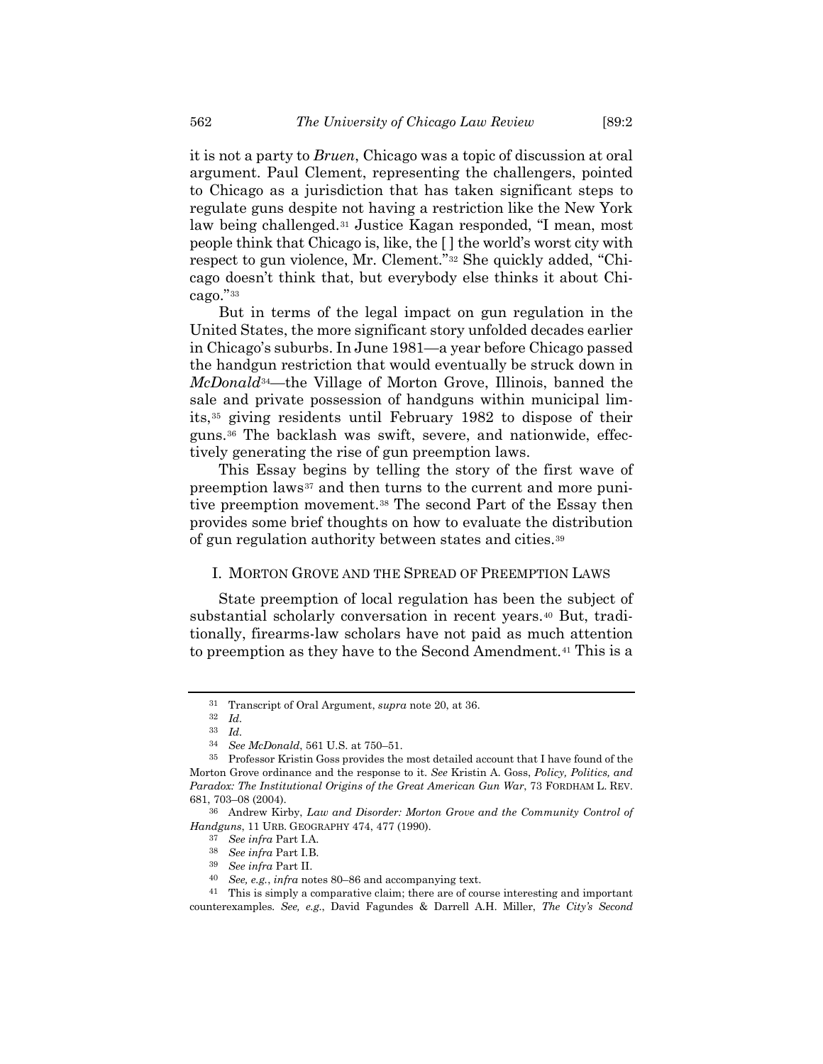it is not a party to *Bruen*, Chicago was a topic of discussion at oral argument. Paul Clement, representing the challengers, pointed to Chicago as a jurisdiction that has taken significant steps to regulate guns despite not having a restriction like the New York law being challenged.[31] Justice Kagan responded, "I mean, most people think that Chicago is, like, the [ ] the world's worst city with respect to gun violence, Mr. Clement."[32] She quickly added, "Chicago doesn't think that, but everybody else thinks it about Chicago."[33]

But in terms of the legal impact on gun regulation in the United States, the more significant story unfolded decades earlier in Chicago's suburbs. In June 1981—a year before Chicago passed the handgun restriction that would eventually be struck down in *McDonald*[34]—the Village of Morton Grove, Illinois, banned the sale and private possession of handguns within municipal limits,[35] giving residents until February 1982 to dispose of their guns.[36] The backlash was swift, severe, and nationwide, effectively generating the rise of gun preemption laws.

This Essay begins by telling the story of the first wave of preemption laws[37] and then turns to the current and more punitive preemption movement.[38] The second Part of the Essay then provides some brief thoughts on how to evaluate the distribution of gun regulation authority between states and cities.[39]

## I. MORTON GROVE AND THE SPREAD OF PREEMPTION LAWS

State preemption of local regulation has been the subject of substantial scholarly conversation in recent years.[40] But, traditionally, firearms-law scholars have not paid as much attention to preemption as they have to the Second Amendment.[41] This is a

---

[31] Transcript of Oral Argument, *supra* note 20, at 36.

[32] *Id.*

[33] *Id.*

[34] *See McDonald*, 561 U.S. at 750–51.

[35] Professor Kristin Goss provides the most detailed account that I have found of the Morton Grove ordinance and the response to it. *See* Kristin A. Goss, *Policy, Politics, and Paradox: The Institutional Origins of the Great American Gun War*, 73 FORDHAM L. REV. 681, 703–08 (2004).

[36] Andrew Kirby, *Law and Disorder: Morton Grove and the Community Control of Handguns*, 11 URB. GEOGRAPHY 474, 477 (1990).

[37] *See infra* Part I.A.

[38] *See infra* Part I.B.

[39] *See infra* Part II.

[40] *See, e.g.*, *infra* notes 80–86 and accompanying text.

[41] This is simply a comparative claim; there are of course interesting and important counterexamples. *See, e.g.*, David Fagundes & Darrell A.H. Miller, *The City's Second*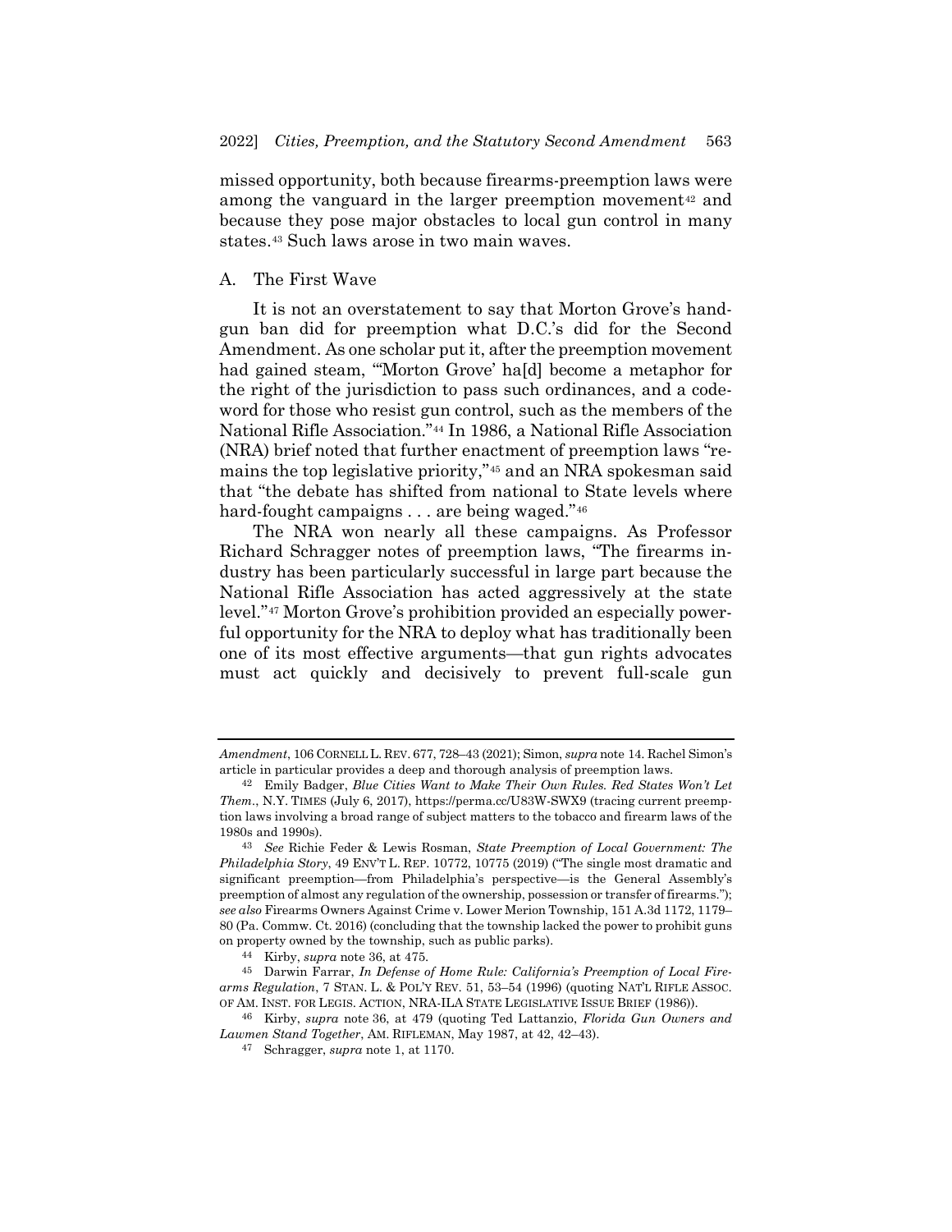missed opportunity, both because firearms-preemption laws were among the vanguard in the larger preemption movement[42] and because they pose major obstacles to local gun control in many states.[43] Such laws arose in two main waves.

## A. The First Wave

It is not an overstatement to say that Morton Grove's handgun ban did for preemption what D.C.'s did for the Second Amendment. As one scholar put it, after the preemption movement had gained steam, "'Morton Grove' ha[d] become a metaphor for the right of the jurisdiction to pass such ordinances, and a codeword for those who resist gun control, such as the members of the National Rifle Association."[44] In 1986, a National Rifle Association (NRA) brief noted that further enactment of preemption laws "remains the top legislative priority,"[45] and an NRA spokesman said that "the debate has shifted from national to State levels where hard-fought campaigns . . . are being waged."[46]

The NRA won nearly all these campaigns. As Professor Richard Schragger notes of preemption laws, "The firearms industry has been particularly successful in large part because the National Rifle Association has acted aggressively at the state level."[47] Morton Grove's prohibition provided an especially powerful opportunity for the NRA to deploy what has traditionally been one of its most effective arguments—that gun rights advocates must act quickly and decisively to prevent full-scale gun

---

*Amendment*, 106 CORNELL L. REV. 677, 728–43 (2021); Simon, *supra* note 14. Rachel Simon's article in particular provides a deep and thorough analysis of preemption laws.

[42] Emily Badger, *Blue Cities Want to Make Their Own Rules. Red States Won't Let Them.*, N.Y. TIMES (July 6, 2017), https://perma.cc/U83W-SWX9 (tracing current preemption laws involving a broad range of subject matters to the tobacco and firearm laws of the 1980s and 1990s).

[43] *See* Richie Feder & Lewis Rosman, *State Preemption of Local Government: The Philadelphia Story*, 49 ENV'T L. REP. 10772, 10775 (2019) ("The single most dramatic and significant preemption—from Philadelphia's perspective—is the General Assembly's preemption of almost any regulation of the ownership, possession or transfer of firearms."); *see also* Firearms Owners Against Crime v. Lower Merion Township, 151 A.3d 1172, 1179–80 (Pa. Commw. Ct. 2016) (concluding that the township lacked the power to prohibit guns on property owned by the township, such as public parks).

[44] Kirby, *supra* note 36, at 475.

[45] Darwin Farrar, *In Defense of Home Rule: California's Preemption of Local Firearms Regulation*, 7 STAN. L. & POL'Y REV. 51, 53–54 (1996) (quoting NAT'L RIFLE ASSOC. OF AM. INST. FOR LEGIS. ACTION, NRA-ILA STATE LEGISLATIVE ISSUE BRIEF (1986)).

[46] Kirby, *supra* note 36, at 479 (quoting Ted Lattanzio, *Florida Gun Owners and Lawmen Stand Together*, AM. RIFLEMAN, May 1987, at 42, 42–43).

[47] Schragger, *supra* note 1, at 1170.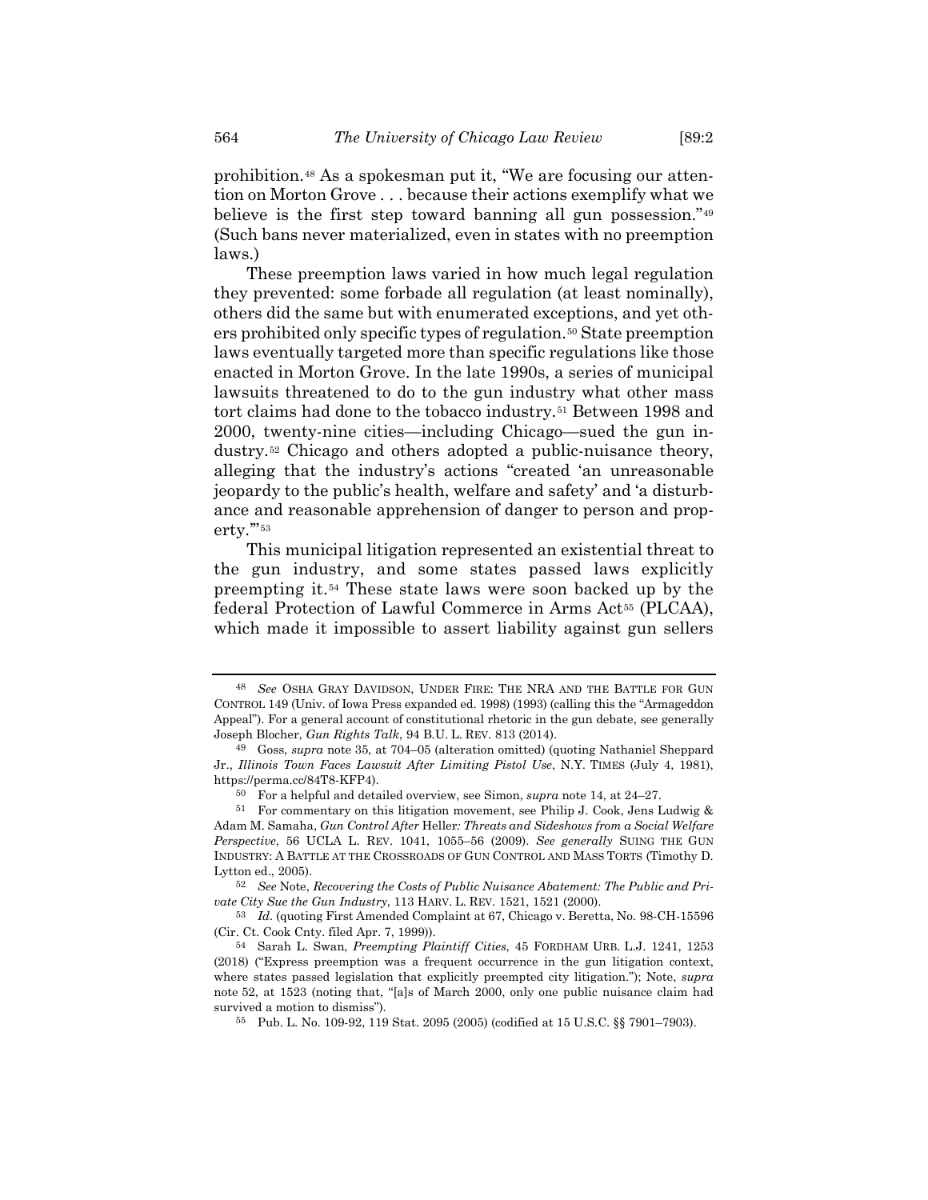prohibition.[48] As a spokesman put it, "We are focusing our attention on Morton Grove . . . because their actions exemplify what we believe is the first step toward banning all gun possession."[49] (Such bans never materialized, even in states with no preemption laws.)

These preemption laws varied in how much legal regulation they prevented: some forbade all regulation (at least nominally), others did the same but with enumerated exceptions, and yet others prohibited only specific types of regulation.[50] State preemption laws eventually targeted more than specific regulations like those enacted in Morton Grove. In the late 1990s, a series of municipal lawsuits threatened to do to the gun industry what other mass tort claims had done to the tobacco industry.[51] Between 1998 and 2000, twenty-nine cities—including Chicago—sued the gun industry.[52] Chicago and others adopted a public-nuisance theory, alleging that the industry's actions "created 'an unreasonable jeopardy to the public's health, welfare and safety' and 'a disturbance and reasonable apprehension of danger to person and property.'"[53]

This municipal litigation represented an existential threat to the gun industry, and some states passed laws explicitly preempting it.[54] These state laws were soon backed up by the federal Protection of Lawful Commerce in Arms Act[55] (PLCAA), which made it impossible to assert liability against gun sellers

---

[48] *See* OSHA GRAY DAVIDSON, UNDER FIRE: THE NRA AND THE BATTLE FOR GUN CONTROL 149 (Univ. of Iowa Press expanded ed. 1998) (1993) (calling this the "Armageddon Appeal"). For a general account of constitutional rhetoric in the gun debate, see generally Joseph Blocher, *Gun Rights Talk*, 94 B.U. L. REV. 813 (2014).

[49] Goss, *supra* note 35, at 704–05 (alteration omitted) (quoting Nathaniel Sheppard Jr., *Illinois Town Faces Lawsuit After Limiting Pistol Use*, N.Y. TIMES (July 4, 1981), https://perma.cc/84T8-KFP4).

[50] For a helpful and detailed overview, see Simon, *supra* note 14, at 24–27.

[51] For commentary on this litigation movement, see Philip J. Cook, Jens Ludwig & Adam M. Samaha, *Gun Control After* Heller*: Threats and Sideshows from a Social Welfare Perspective*, 56 UCLA L. REV. 1041, 1055–56 (2009). *See generally* SUING THE GUN INDUSTRY: A BATTLE AT THE CROSSROADS OF GUN CONTROL AND MASS TORTS (Timothy D. Lytton ed., 2005).

[52] *See* Note, *Recovering the Costs of Public Nuisance Abatement: The Public and Private City Sue the Gun Industry*, 113 HARV. L. REV. 1521, 1521 (2000).

[53] *Id.* (quoting First Amended Complaint at 67, Chicago v. Beretta, No. 98-CH-15596 (Cir. Ct. Cook Cnty. filed Apr. 7, 1999)).

[54] Sarah L. Swan, *Preempting Plaintiff Cities*, 45 FORDHAM URB. L.J. 1241, 1253 (2018) ("Express preemption was a frequent occurrence in the gun litigation context, where states passed legislation that explicitly preempted city litigation."); Note, *supra* note 52, at 1523 (noting that, "[a]s of March 2000, only one public nuisance claim had survived a motion to dismiss").

[55] Pub. L. No. 109-92, 119 Stat. 2095 (2005) (codified at 15 U.S.C. §§ 7901–7903).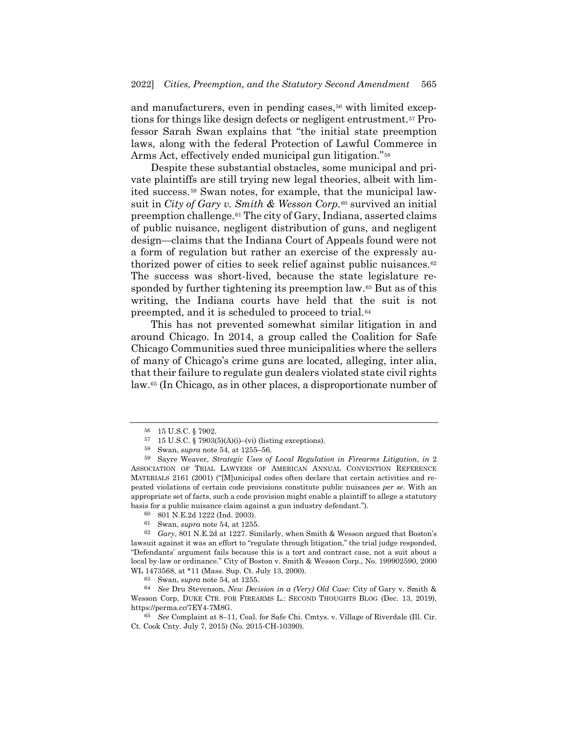and manufacturers, even in pending cases,[56] with limited exceptions for things like design defects or negligent entrustment.[57] Professor Sarah Swan explains that "the initial state preemption laws, along with the federal Protection of Lawful Commerce in Arms Act, effectively ended municipal gun litigation."[58]

Despite these substantial obstacles, some municipal and private plaintiffs are still trying new legal theories, albeit with limited success.[59] Swan notes, for example, that the municipal lawsuit in *City of Gary v. Smith & Wesson Corp.*[60] survived an initial preemption challenge.[61] The city of Gary, Indiana, asserted claims of public nuisance, negligent distribution of guns, and negligent design—claims that the Indiana Court of Appeals found were not a form of regulation but rather an exercise of the expressly authorized power of cities to seek relief against public nuisances.[62] The success was short-lived, because the state legislature responded by further tightening its preemption law.[63] But as of this writing, the Indiana courts have held that the suit is not preempted, and it is scheduled to proceed to trial.[64]

This has not prevented somewhat similar litigation in and around Chicago. In 2014, a group called the Coalition for Safe Chicago Communities sued three municipalities where the sellers of many of Chicago's crime guns are located, alleging, inter alia, that their failure to regulate gun dealers violated state civil rights law.[65] (In Chicago, as in other places, a disproportionate number of

---

56 15 U.S.C. § 7902.

57 15 U.S.C. § 7903(5)(A)(i)–(vi) (listing exceptions).

58 Swan, *supra* note 54, at 1255–56.

59 Sayre Weaver, *Strategic Uses of Local Regulation in Firearms Litigation*, *in* 2 ASSOCIATION OF TRIAL LAWYERS OF AMERICAN ANNUAL CONVENTION REFERENCE MATERIALS 2161 (2001) ("[M]unicipal codes often declare that certain activities and repeated violations of certain code provisions constitute public nuisances *per se*. With an appropriate set of facts, such a code provision might enable a plaintiff to allege a statutory basis for a public nuisance claim against a gun industry defendant.").

60 801 N.E.2d 1222 (Ind. 2003).

61 Swan, *supra* note 54, at 1255.

62 *Gary*, 801 N.E.2d at 1227. Similarly, when Smith & Wesson argued that Boston's lawsuit against it was an effort to "regulate through litigation," the trial judge responded, "Defendants' argument fails because this is a tort and contract case, not a suit about a local by-law or ordinance." City of Boston v. Smith and Wesson Corp., No. 199902590, 2000 WL 1473568, at *11 (Mass. Sup. Ct. July 13, 2000).

63 Swan, *supra* note 54, at 1255.

64 *See* Dru Stevenson, *New Decision in a (Very) Old Case:* City of Gary v. Smith & Wesson Corp, DUKE CTR. FOR FIREARMS L.: SECOND THOUGHTS BLOG (Dec. 13, 2019), https://perma.cc/7EY4-7M8G.

65 *See* Complaint at 8–11, Coal. for Safe Chi. Cmtys. v. Village of Riverdale (Ill. Cir. Ct. Cook Cnty. July 7, 2015) (No. 2015-CH-10390).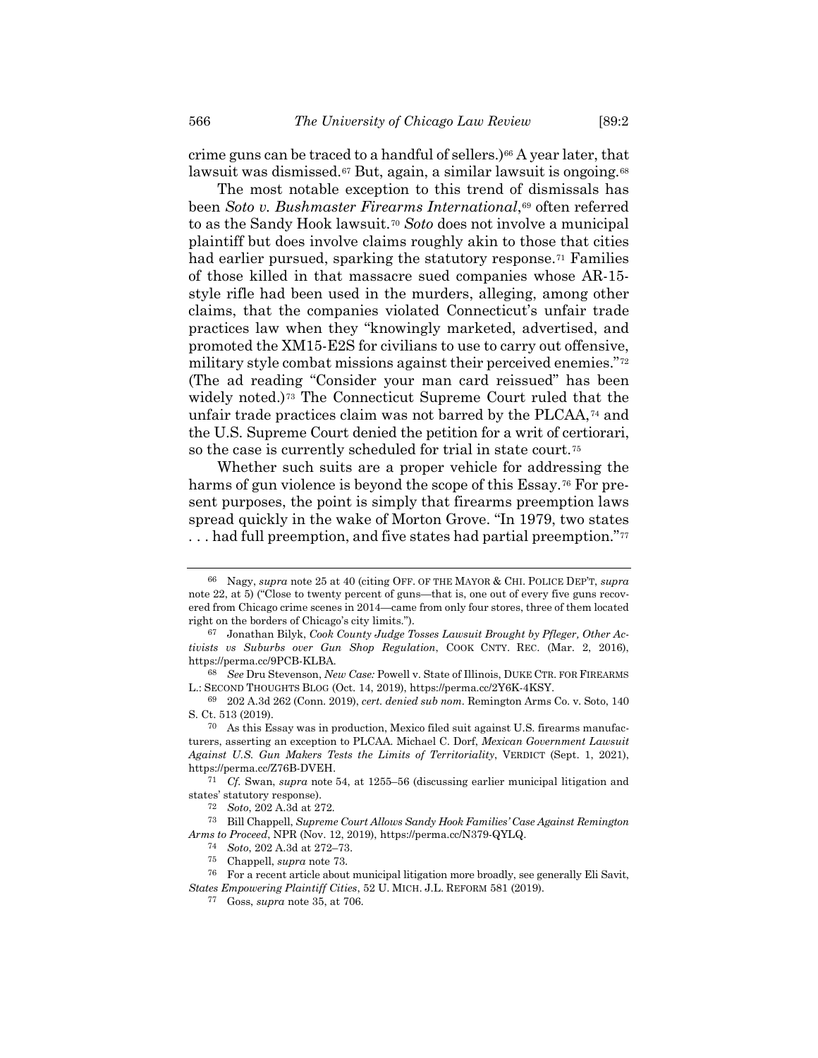crime guns can be traced to a handful of sellers.)[66] A year later, that lawsuit was dismissed.[67] But, again, a similar lawsuit is ongoing.[68]

The most notable exception to this trend of dismissals has been *Soto v. Bushmaster Firearms International*,[69] often referred to as the Sandy Hook lawsuit.[70] *Soto* does not involve a municipal plaintiff but does involve claims roughly akin to those that cities had earlier pursued, sparking the statutory response.[71] Families of those killed in that massacre sued companies whose AR-15-style rifle had been used in the murders, alleging, among other claims, that the companies violated Connecticut's unfair trade practices law when they "knowingly marketed, advertised, and promoted the XM15-E2S for civilians to use to carry out offensive, military style combat missions against their perceived enemies."[72] (The ad reading "Consider your man card reissued" has been widely noted.)[73] The Connecticut Supreme Court ruled that the unfair trade practices claim was not barred by the PLCAA,[74] and the U.S. Supreme Court denied the petition for a writ of certiorari, so the case is currently scheduled for trial in state court.[75]

Whether such suits are a proper vehicle for addressing the harms of gun violence is beyond the scope of this Essay.[76] For present purposes, the point is simply that firearms preemption laws spread quickly in the wake of Morton Grove. "In 1979, two states . . . had full preemption, and five states had partial preemption."[77]

---

[66] Nagy, *supra* note 25 at 40 (citing OFF. OF THE MAYOR & CHI. POLICE DEP'T, *supra* note 22, at 5) ("Close to twenty percent of guns—that is, one out of every five guns recovered from Chicago crime scenes in 2014—came from only four stores, three of them located right on the borders of Chicago's city limits.").

[67] Jonathan Bilyk, *Cook County Judge Tosses Lawsuit Brought by Pfleger, Other Activists vs Suburbs over Gun Shop Regulation*, COOK CNTY. REC. (Mar. 2, 2016), https://perma.cc/9PCB-KLBA.

[68] *See* Dru Stevenson, *New Case:* Powell v. State of Illinois, DUKE CTR. FOR FIREARMS L.: SECOND THOUGHTS BLOG (Oct. 14, 2019), https://perma.cc/2Y6K-4KSY.

[69] 202 A.3d 262 (Conn. 2019), *cert. denied sub nom.* Remington Arms Co. v. Soto, 140 S. Ct. 513 (2019).

[70] As this Essay was in production, Mexico filed suit against U.S. firearms manufacturers, asserting an exception to PLCAA. Michael C. Dorf, *Mexican Government Lawsuit Against U.S. Gun Makers Tests the Limits of Territoriality*, VERDICT (Sept. 1, 2021), https://perma.cc/Z76B-DVEH.

[71] *Cf.* Swan, *supra* note 54, at 1255–56 (discussing earlier municipal litigation and states' statutory response).

[72] *Soto*, 202 A.3d at 272.

[73] Bill Chappell, *Supreme Court Allows Sandy Hook Families' Case Against Remington Arms to Proceed*, NPR (Nov. 12, 2019), https://perma.cc/N379-QYLQ.

[74] *Soto*, 202 A.3d at 272–73.

[75] Chappell, *supra* note 73.

[76] For a recent article about municipal litigation more broadly, see generally Eli Savit, *States Empowering Plaintiff Cities*, 52 U. MICH. J.L. REFORM 581 (2019).

[77] Goss, *supra* note 35, at 706.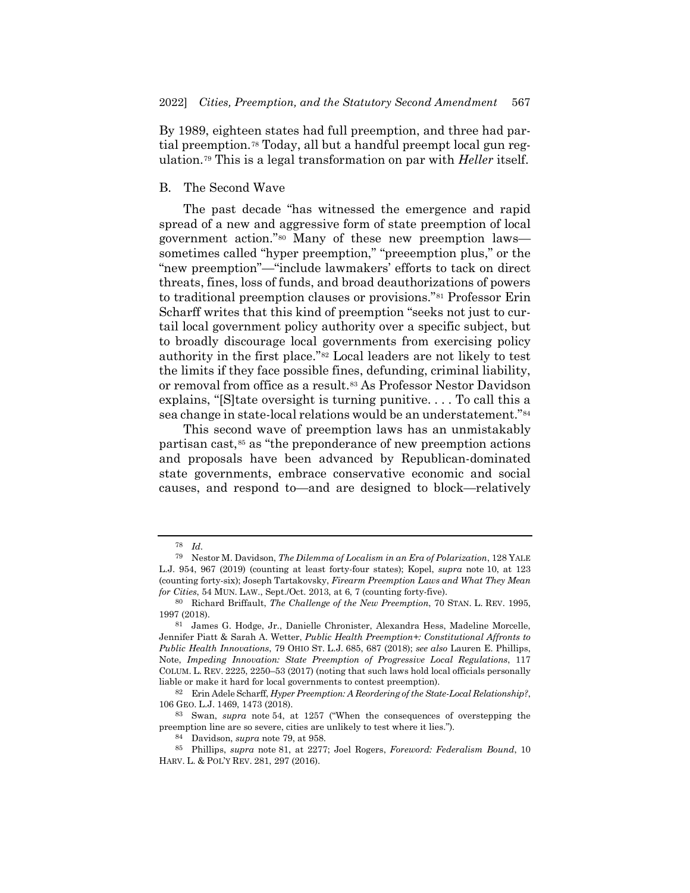By 1989, eighteen states had full preemption, and three had partial preemption.[78] Today, all but a handful preempt local gun regulation.[79] This is a legal transformation on par with *Heller* itself.

## B. The Second Wave

The past decade "has witnessed the emergence and rapid spread of a new and aggressive form of state preemption of local government action."[80] Many of these new preemption laws—sometimes called "hyper preemption," "preeemption plus," or the "new preemption"—"include lawmakers' efforts to tack on direct threats, fines, loss of funds, and broad deauthorizations of powers to traditional preemption clauses or provisions."[81] Professor Erin Scharff writes that this kind of preemption "seeks not just to curtail local government policy authority over a specific subject, but to broadly discourage local governments from exercising policy authority in the first place."[82] Local leaders are not likely to test the limits if they face possible fines, defunding, criminal liability, or removal from office as a result.[83] As Professor Nestor Davidson explains, "[S]tate oversight is turning punitive. . . . To call this a sea change in state-local relations would be an understatement."[84]

This second wave of preemption laws has an unmistakably partisan cast,[85] as "the preponderance of new preemption actions and proposals have been advanced by Republican-dominated state governments, embrace conservative economic and social causes, and respond to—and are designed to block—relatively

---

[78] *Id.*

[79] Nestor M. Davidson, *The Dilemma of Localism in an Era of Polarization*, 128 YALE L.J. 954, 967 (2019) (counting at least forty-four states); Kopel, *supra* note 10, at 123 (counting forty-six); Joseph Tartakovsky, *Firearm Preemption Laws and What They Mean for Cities*, 54 MUN. LAW., Sept./Oct. 2013, at 6, 7 (counting forty-five).

[80] Richard Briffault, *The Challenge of the New Preemption*, 70 STAN. L. REV. 1995, 1997 (2018).

[81] James G. Hodge, Jr., Danielle Chronister, Alexandra Hess, Madeline Morcelle, Jennifer Piatt & Sarah A. Wetter, *Public Health Preemption+: Constitutional Affronts to Public Health Innovations*, 79 OHIO ST. L.J. 685, 687 (2018); *see also* Lauren E. Phillips, Note, *Impeding Innovation: State Preemption of Progressive Local Regulations*, 117 COLUM. L. REV. 2225, 2250–53 (2017) (noting that such laws hold local officials personally liable or make it hard for local governments to contest preemption).

[82] Erin Adele Scharff, *Hyper Preemption: A Reordering of the State-Local Relationship?*, 106 GEO. L.J. 1469, 1473 (2018).

[83] Swan, *supra* note 54, at 1257 ("When the consequences of overstepping the preemption line are so severe, cities are unlikely to test where it lies.").

[84] Davidson, *supra* note 79, at 958.

[85] Phillips, *supra* note 81, at 2277; Joel Rogers, *Foreword: Federalism Bound*, 10 HARV. L. & POL'Y REV. 281, 297 (2016).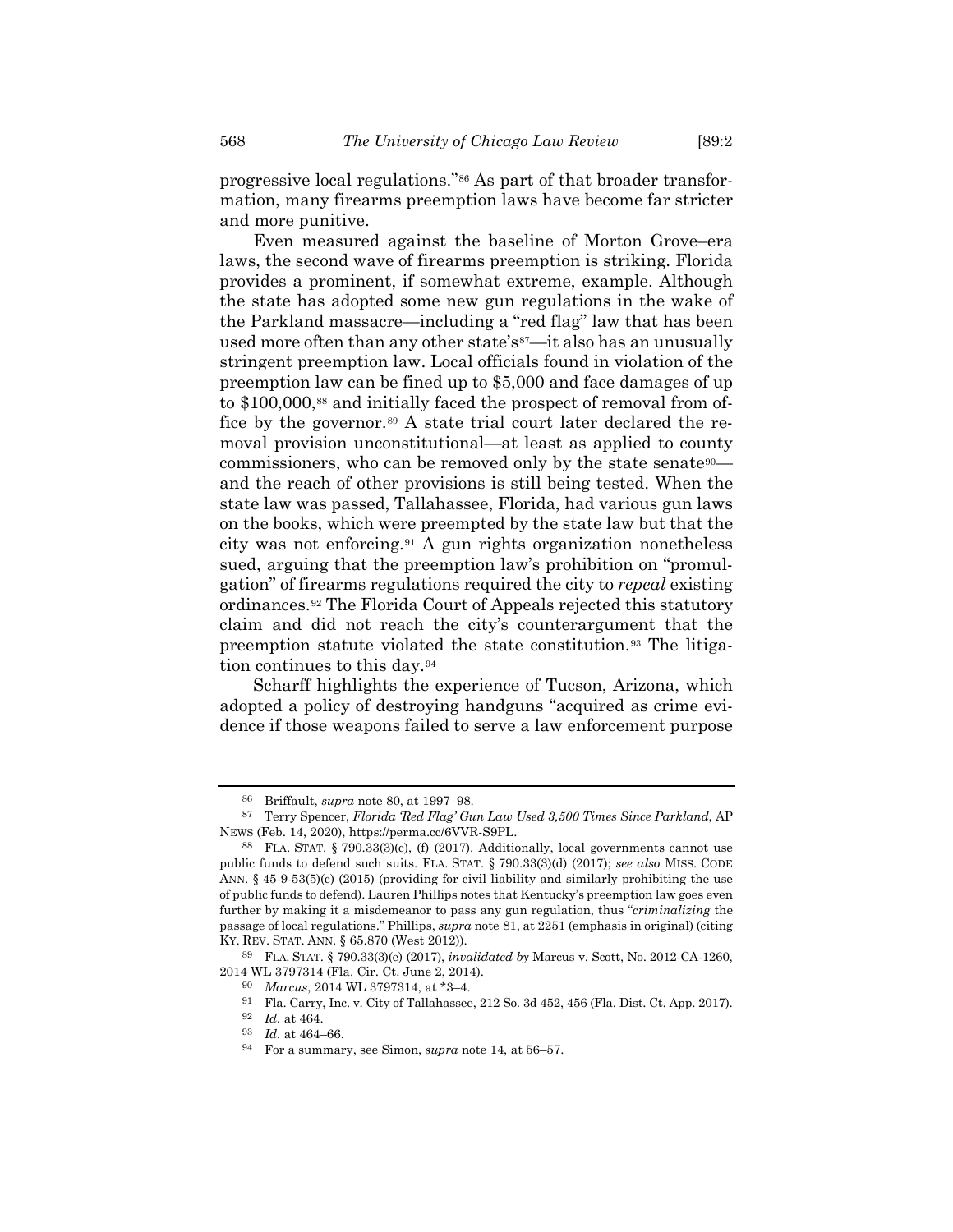progressive local regulations."[86] As part of that broader transformation, many firearms preemption laws have become far stricter and more punitive.

Even measured against the baseline of Morton Grove–era laws, the second wave of firearms preemption is striking. Florida provides a prominent, if somewhat extreme, example. Although the state has adopted some new gun regulations in the wake of the Parkland massacre—including a "red flag" law that has been used more often than any other state's[87]—it also has an unusually stringent preemption law. Local officials found in violation of the preemption law can be fined up to $5,000 and face damages of up to $100,000,[88] and initially faced the prospect of removal from office by the governor.[89] A state trial court later declared the removal provision unconstitutional—at least as applied to county commissioners, who can be removed only by the state senate[90]—and the reach of other provisions is still being tested. When the state law was passed, Tallahassee, Florida, had various gun laws on the books, which were preempted by the state law but that the city was not enforcing.[91] A gun rights organization nonetheless sued, arguing that the preemption law's prohibition on "promulgation" of firearms regulations required the city to *repeal* existing ordinances.[92] The Florida Court of Appeals rejected this statutory claim and did not reach the city's counterargument that the preemption statute violated the state constitution.[93] The litigation continues to this day.[94]

Scharff highlights the experience of Tucson, Arizona, which adopted a policy of destroying handguns "acquired as crime evidence if those weapons failed to serve a law enforcement purpose

---

86 Briffault, *supra* note 80, at 1997–98.

87 Terry Spencer, *Florida 'Red Flag' Gun Law Used 3,500 Times Since Parkland*, AP NEWS (Feb. 14, 2020), https://perma.cc/6VVR-S9PL.

88 FLA. STAT. § 790.33(3)(c), (f) (2017). Additionally, local governments cannot use public funds to defend such suits. FLA. STAT. § 790.33(3)(d) (2017); *see also* MISS. CODE ANN. § 45-9-53(5)(c) (2015) (providing for civil liability and similarly prohibiting the use of public funds to defend). Lauren Phillips notes that Kentucky's preemption law goes even further by making it a misdemeanor to pass any gun regulation, thus "*criminalizing* the passage of local regulations." Phillips, *supra* note 81, at 2251 (emphasis in original) (citing KY. REV. STAT. ANN. § 65.870 (West 2012)).

89 FLA. STAT. § 790.33(3)(e) (2017), *invalidated by* Marcus v. Scott, No. 2012-CA-1260, 2014 WL 3797314 (Fla. Cir. Ct. June 2, 2014).

90 *Marcus*, 2014 WL 3797314, at *3–4.

91 Fla. Carry, Inc. v. City of Tallahassee, 212 So. 3d 452, 456 (Fla. Dist. Ct. App. 2017).

92 *Id.* at 464.

93 *Id.* at 464–66.

94 For a summary, see Simon, *supra* note 14, at 56–57.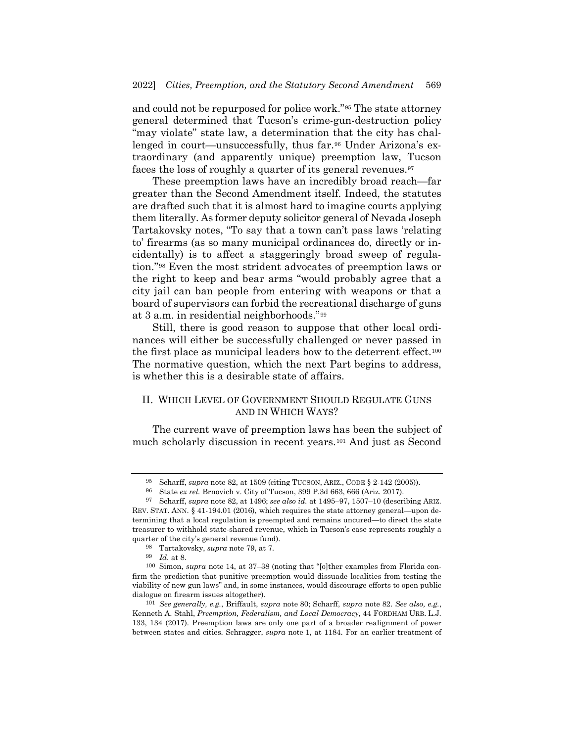and could not be repurposed for police work."[95] The state attorney general determined that Tucson's crime-gun-destruction policy "may violate" state law, a determination that the city has challenged in court—unsuccessfully, thus far.[96] Under Arizona's extraordinary (and apparently unique) preemption law, Tucson faces the loss of roughly a quarter of its general revenues.[97]

These preemption laws have an incredibly broad reach—far greater than the Second Amendment itself. Indeed, the statutes are drafted such that it is almost hard to imagine courts applying them literally. As former deputy solicitor general of Nevada Joseph Tartakovsky notes, "To say that a town can't pass laws 'relating to' firearms (as so many municipal ordinances do, directly or incidentally) is to affect a staggeringly broad sweep of regulation."[98] Even the most strident advocates of preemption laws or the right to keep and bear arms "would probably agree that a city jail can ban people from entering with weapons or that a board of supervisors can forbid the recreational discharge of guns at 3 a.m. in residential neighborhoods."[99]

Still, there is good reason to suppose that other local ordinances will either be successfully challenged or never passed in the first place as municipal leaders bow to the deterrent effect.[100] The normative question, which the next Part begins to address, is whether this is a desirable state of affairs.

## II. WHICH LEVEL OF GOVERNMENT SHOULD REGULATE GUNS AND IN WHICH WAYS?

The current wave of preemption laws has been the subject of much scholarly discussion in recent years.[101] And just as Second

---

[95] Scharff, *supra* note 82, at 1509 (citing TUCSON, ARIZ., CODE § 2-142 (2005)).

[96] State *ex rel.* Brnovich v. City of Tucson, 399 P.3d 663, 666 (Ariz. 2017).

[97] Scharff, *supra* note 82, at 1496; *see also id.* at 1495–97, 1507–10 (describing ARIZ. REV. STAT. ANN. § 41-194.01 (2016), which requires the state attorney general—upon determining that a local regulation is preempted and remains uncured—to direct the state treasurer to withhold state-shared revenue, which in Tucson's case represents roughly a quarter of the city's general revenue fund).

[98] Tartakovsky, *supra* note 79, at 7.

[99] *Id.* at 8.

[100] Simon, *supra* note 14, at 37–38 (noting that "[o]ther examples from Florida confirm the prediction that punitive preemption would dissuade localities from testing the viability of new gun laws" and, in some instances, would discourage efforts to open public dialogue on firearm issues altogether).

[101] *See generally, e.g.*, Briffault, *supra* note 80; Scharff, *supra* note 82. *See also, e.g.*, Kenneth A. Stahl, *Preemption, Federalism, and Local Democracy*, 44 FORDHAM URB. L.J. 133, 134 (2017). Preemption laws are only one part of a broader realignment of power between states and cities. Schragger, *supra* note 1, at 1184. For an earlier treatment of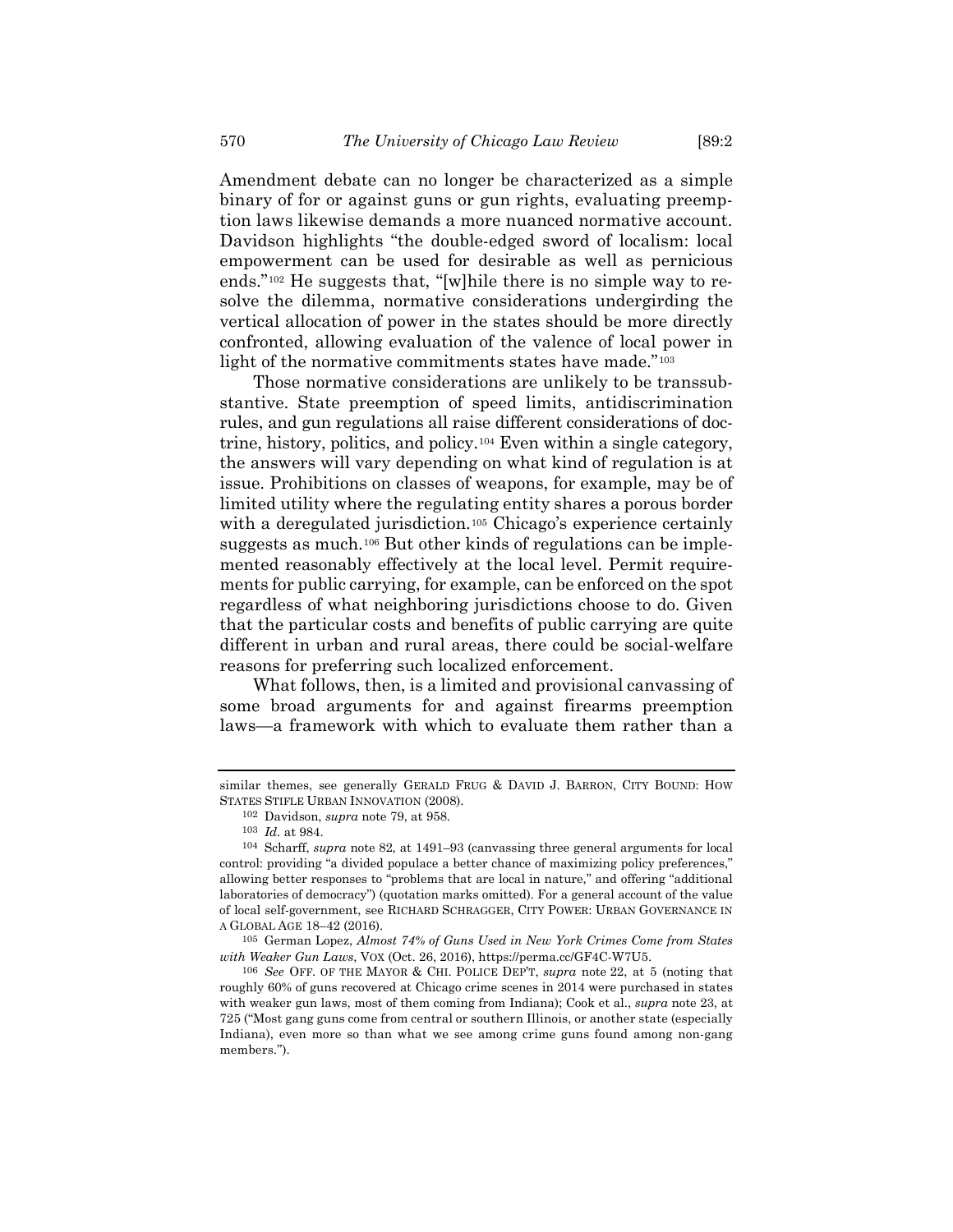Amendment debate can no longer be characterized as a simple binary of for or against guns or gun rights, evaluating preemption laws likewise demands a more nuanced normative account. Davidson highlights "the double-edged sword of localism: local empowerment can be used for desirable as well as pernicious ends."[102] He suggests that, "[w]hile there is no simple way to resolve the dilemma, normative considerations undergirding the vertical allocation of power in the states should be more directly confronted, allowing evaluation of the valence of local power in light of the normative commitments states have made."[103]

Those normative considerations are unlikely to be transsubstantive. State preemption of speed limits, antidiscrimination rules, and gun regulations all raise different considerations of doctrine, history, politics, and policy.[104] Even within a single category, the answers will vary depending on what kind of regulation is at issue. Prohibitions on classes of weapons, for example, may be of limited utility where the regulating entity shares a porous border with a deregulated jurisdiction.[105] Chicago's experience certainly suggests as much.[106] But other kinds of regulations can be implemented reasonably effectively at the local level. Permit requirements for public carrying, for example, can be enforced on the spot regardless of what neighboring jurisdictions choose to do. Given that the particular costs and benefits of public carrying are quite different in urban and rural areas, there could be social-welfare reasons for preferring such localized enforcement.

What follows, then, is a limited and provisional canvassing of some broad arguments for and against firearms preemption laws—a framework with which to evaluate them rather than a

---

similar themes, see generally GERALD FRUG & DAVID J. BARRON, CITY BOUND: HOW STATES STIFLE URBAN INNOVATION (2008).

[102] Davidson, *supra* note 79, at 958.

[103] *Id.* at 984.

[104] Scharff, *supra* note 82, at 1491–93 (canvassing three general arguments for local control: providing "a divided populace a better chance of maximizing policy preferences," allowing better responses to "problems that are local in nature," and offering "additional laboratories of democracy") (quotation marks omitted). For a general account of the value of local self-government, see RICHARD SCHRAGGER, CITY POWER: URBAN GOVERNANCE IN A GLOBAL AGE 18–42 (2016).

[105] German Lopez, *Almost 74% of Guns Used in New York Crimes Come from States with Weaker Gun Laws*, VOX (Oct. 26, 2016), https://perma.cc/GF4C-W7U5.

[106] *See* OFF. OF THE MAYOR & CHI. POLICE DEP'T, *supra* note 22, at 5 (noting that roughly 60% of guns recovered at Chicago crime scenes in 2014 were purchased in states with weaker gun laws, most of them coming from Indiana); Cook et al., *supra* note 23, at 725 ("Most gang guns come from central or southern Illinois, or another state (especially Indiana), even more so than what we see among crime guns found among non-gang members.").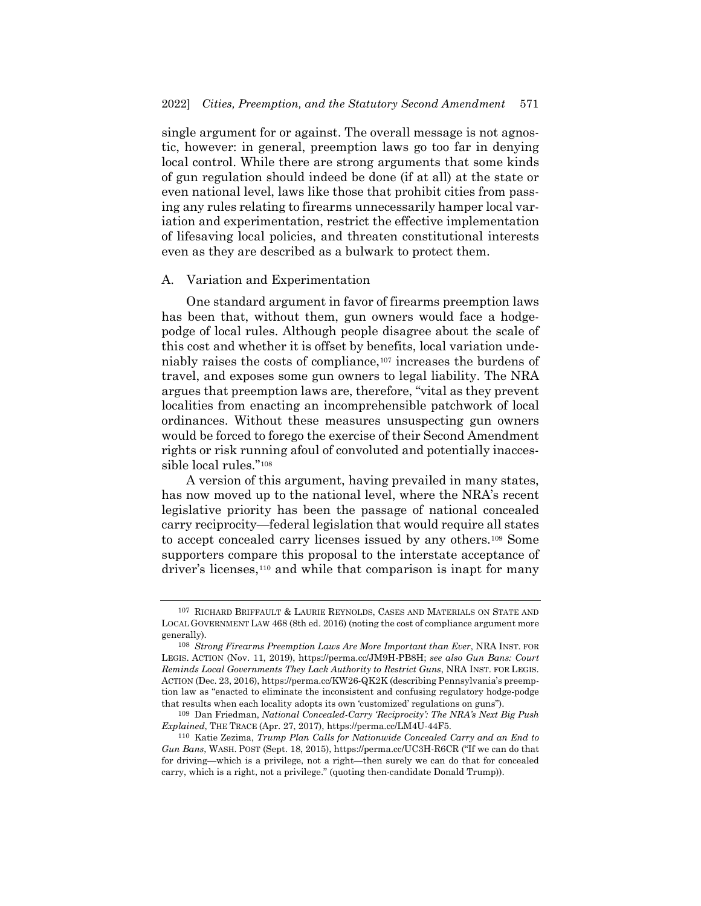single argument for or against. The overall message is not agnostic, however: in general, preemption laws go too far in denying local control. While there are strong arguments that some kinds of gun regulation should indeed be done (if at all) at the state or even national level, laws like those that prohibit cities from passing any rules relating to firearms unnecessarily hamper local variation and experimentation, restrict the effective implementation of lifesaving local policies, and threaten constitutional interests even as they are described as a bulwark to protect them.

## A. Variation and Experimentation

One standard argument in favor of firearms preemption laws has been that, without them, gun owners would face a hodgepodge of local rules. Although people disagree about the scale of this cost and whether it is offset by benefits, local variation undeniably raises the costs of compliance,[107] increases the burdens of travel, and exposes some gun owners to legal liability. The NRA argues that preemption laws are, therefore, "vital as they prevent localities from enacting an incomprehensible patchwork of local ordinances. Without these measures unsuspecting gun owners would be forced to forego the exercise of their Second Amendment rights or risk running afoul of convoluted and potentially inaccessible local rules."[108]

A version of this argument, having prevailed in many states, has now moved up to the national level, where the NRA's recent legislative priority has been the passage of national concealed carry reciprocity—federal legislation that would require all states to accept concealed carry licenses issued by any others.[109] Some supporters compare this proposal to the interstate acceptance of driver's licenses,[110] and while that comparison is inapt for many

---

[107] RICHARD BRIFFAULT & LAURIE REYNOLDS, CASES AND MATERIALS ON STATE AND LOCAL GOVERNMENT LAW 468 (8th ed. 2016) (noting the cost of compliance argument more generally).

[108] *Strong Firearms Preemption Laws Are More Important than Ever*, NRA INST. FOR LEGIS. ACTION (Nov. 11, 2019), https://perma.cc/JM9H-PB8H; *see also Gun Bans: Court Reminds Local Governments They Lack Authority to Restrict Guns*, NRA INST. FOR LEGIS. ACTION (Dec. 23, 2016), https://perma.cc/KW26-QK2K (describing Pennsylvania's preemption law as "enacted to eliminate the inconsistent and confusing regulatory hodge-podge that results when each locality adopts its own 'customized' regulations on guns").

[109] Dan Friedman, *National Concealed-Carry 'Reciprocity': The NRA's Next Big Push Explained*, THE TRACE (Apr. 27, 2017), https://perma.cc/LM4U-44F5.

[110] Katie Zezima, *Trump Plan Calls for Nationwide Concealed Carry and an End to Gun Bans*, WASH. POST (Sept. 18, 2015), https://perma.cc/UC3H-R6CR ("If we can do that for driving—which is a privilege, not a right—then surely we can do that for concealed carry, which is a right, not a privilege." (quoting then-candidate Donald Trump)).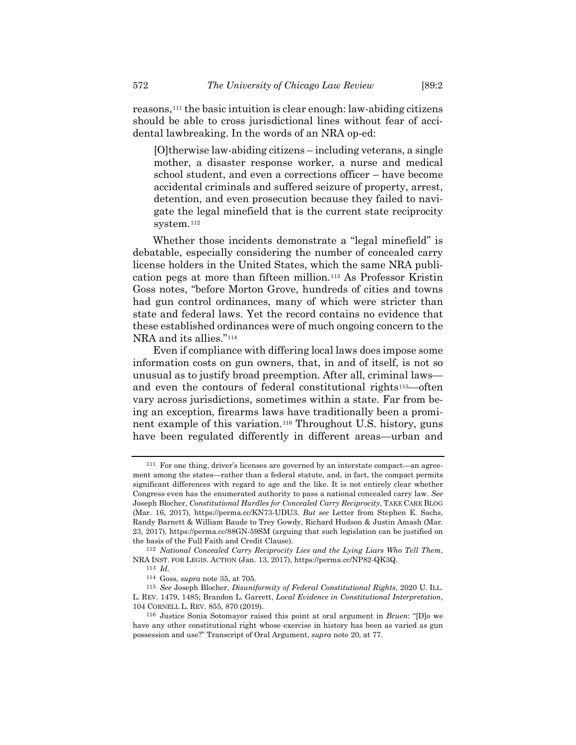reasons,[111] the basic intuition is clear enough: law-abiding citizens should be able to cross jurisdictional lines without fear of accidental lawbreaking. In the words of an NRA op-ed:

> [O]therwise law-abiding citizens – including veterans, a single mother, a disaster response worker, a nurse and medical school student, and even a corrections officer – have become accidental criminals and suffered seizure of property, arrest, detention, and even prosecution because they failed to navigate the legal minefield that is the current state reciprocity system.[112]

Whether those incidents demonstrate a "legal minefield" is debatable, especially considering the number of concealed carry license holders in the United States, which the same NRA publication pegs at more than fifteen million.[113] As Professor Kristin Goss notes, "before Morton Grove, hundreds of cities and towns had gun control ordinances, many of which were stricter than state and federal laws. Yet the record contains no evidence that these established ordinances were of much ongoing concern to the NRA and its allies."[114]

Even if compliance with differing local laws does impose some information costs on gun owners, that, in and of itself, is not so unusual as to justify broad preemption. After all, criminal laws—and even the contours of federal constitutional rights[115]—often vary across jurisdictions, sometimes within a state. Far from being an exception, firearms laws have traditionally been a prominent example of this variation.[116] Throughout U.S. history, guns have been regulated differently in different areas—urban and

---

[111] For one thing, driver's licenses are governed by an interstate compact—an agreement among the states—rather than a federal statute, and, in fact, the compact permits significant differences with regard to age and the like. It is not entirely clear whether Congress even has the enumerated authority to pass a national concealed carry law. *See* Joseph Blocher, *Constitutional Hurdles for Concealed Carry Reciprocity*, TAKE CARE BLOG (Mar. 16, 2017), https://perma.cc/KN73-UDU3. *But see* Letter from Stephen E. Sachs, Randy Barnett & William Baude to Trey Gowdy, Richard Hudson & Justin Amash (Mar. 23, 2017), https://perma.cc/88GN-59SM (arguing that such legislation can be justified on the basis of the Full Faith and Credit Clause).

[112] *National Concealed Carry Reciprocity Lies and the Lying Liars Who Tell Them*, NRA INST. FOR LEGIS. ACTION (Jan. 13, 2017), https://perma.cc/NP82-QK3Q.

[113] *Id.*

[114] Goss, *supra* note 35, at 705.

[115] *See* Joseph Blocher, *Disuniformity of Federal Constitutional Rights*, 2020 U. ILL. L. REV. 1479, 1485; Brandon L. Garrett, *Local Evidence in Constitutional Interpretation*, 104 CORNELL L. REV. 855, 870 (2019).

[116] Justice Sonia Sotomayor raised this point at oral argument in *Bruen*: "[D]o we have any other constitutional right whose exercise in history has been as varied as gun possession and use?" Transcript of Oral Argument, *supra* note 20, at 77.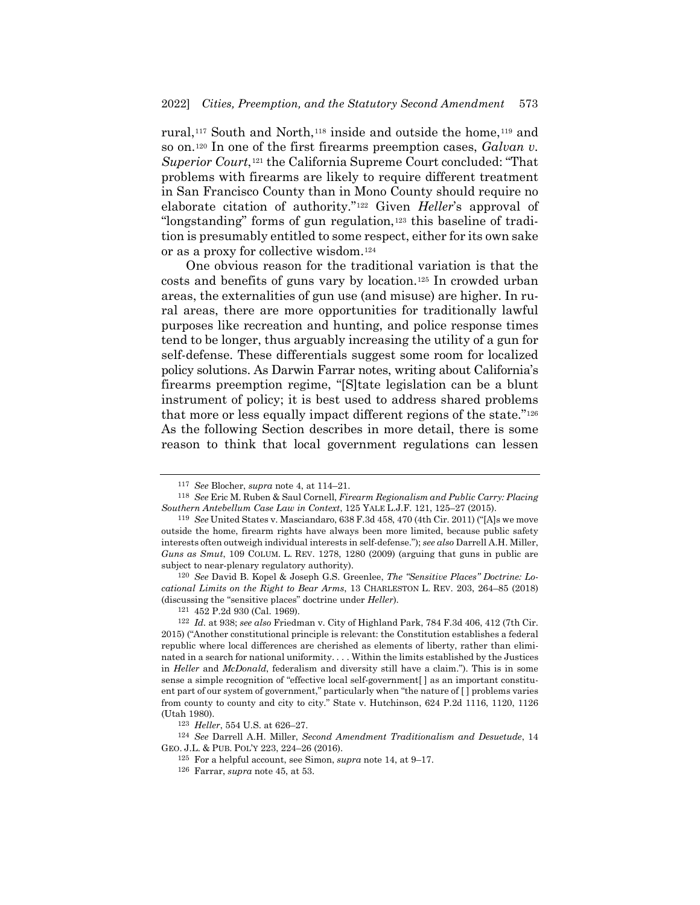rural,[117] South and North,[118] inside and outside the home,[119] and so on.[120] In one of the first firearms preemption cases, *Galvan v. Superior Court*,[121] the California Supreme Court concluded: "That problems with firearms are likely to require different treatment in San Francisco County than in Mono County should require no elaborate citation of authority."[122] Given *Heller*'s approval of "longstanding" forms of gun regulation,[123] this baseline of tradition is presumably entitled to some respect, either for its own sake or as a proxy for collective wisdom.[124]

One obvious reason for the traditional variation is that the costs and benefits of guns vary by location.[125] In crowded urban areas, the externalities of gun use (and misuse) are higher. In rural areas, there are more opportunities for traditionally lawful purposes like recreation and hunting, and police response times tend to be longer, thus arguably increasing the utility of a gun for self-defense. These differentials suggest some room for localized policy solutions. As Darwin Farrar notes, writing about California's firearms preemption regime, "[S]tate legislation can be a blunt instrument of policy; it is best used to address shared problems that more or less equally impact different regions of the state."[126] As the following Section describes in more detail, there is some reason to think that local government regulations can lessen

---

[117] *See* Blocher, *supra* note 4, at 114–21.

[118] *See* Eric M. Ruben & Saul Cornell, *Firearm Regionalism and Public Carry: Placing Southern Antebellum Case Law in Context*, 125 YALE L.J.F. 121, 125–27 (2015).

[119] *See* United States v. Masciandaro, 638 F.3d 458, 470 (4th Cir. 2011) ("[A]s we move outside the home, firearm rights have always been more limited, because public safety interests often outweigh individual interests in self-defense."); *see also* Darrell A.H. Miller, *Guns as Smut*, 109 COLUM. L. REV. 1278, 1280 (2009) (arguing that guns in public are subject to near-plenary regulatory authority).

[120] *See* David B. Kopel & Joseph G.S. Greenlee, *The "Sensitive Places" Doctrine: Locational Limits on the Right to Bear Arms*, 13 CHARLESTON L. REV. 203, 264–85 (2018) (discussing the "sensitive places" doctrine under *Heller*).

[121] 452 P.2d 930 (Cal. 1969).

[122] *Id.* at 938; *see also* Friedman v. City of Highland Park, 784 F.3d 406, 412 (7th Cir. 2015) ("Another constitutional principle is relevant: the Constitution establishes a federal republic where local differences are cherished as elements of liberty, rather than eliminated in a search for national uniformity. . . . Within the limits established by the Justices in *Heller* and *McDonald*, federalism and diversity still have a claim."). This is in some sense a simple recognition of "effective local self-government[ ] as an important constituent part of our system of government," particularly when "the nature of [ ] problems varies from county to county and city to city." State v. Hutchinson, 624 P.2d 1116, 1120, 1126 (Utah 1980).

[123] *Heller*, 554 U.S. at 626–27.

[124] *See* Darrell A.H. Miller, *Second Amendment Traditionalism and Desuetude*, 14 GEO. J.L. & PUB. POL'Y 223, 224–26 (2016).

[125] For a helpful account, see Simon, *supra* note 14, at 9–17.

[126] Farrar, *supra* note 45, at 53.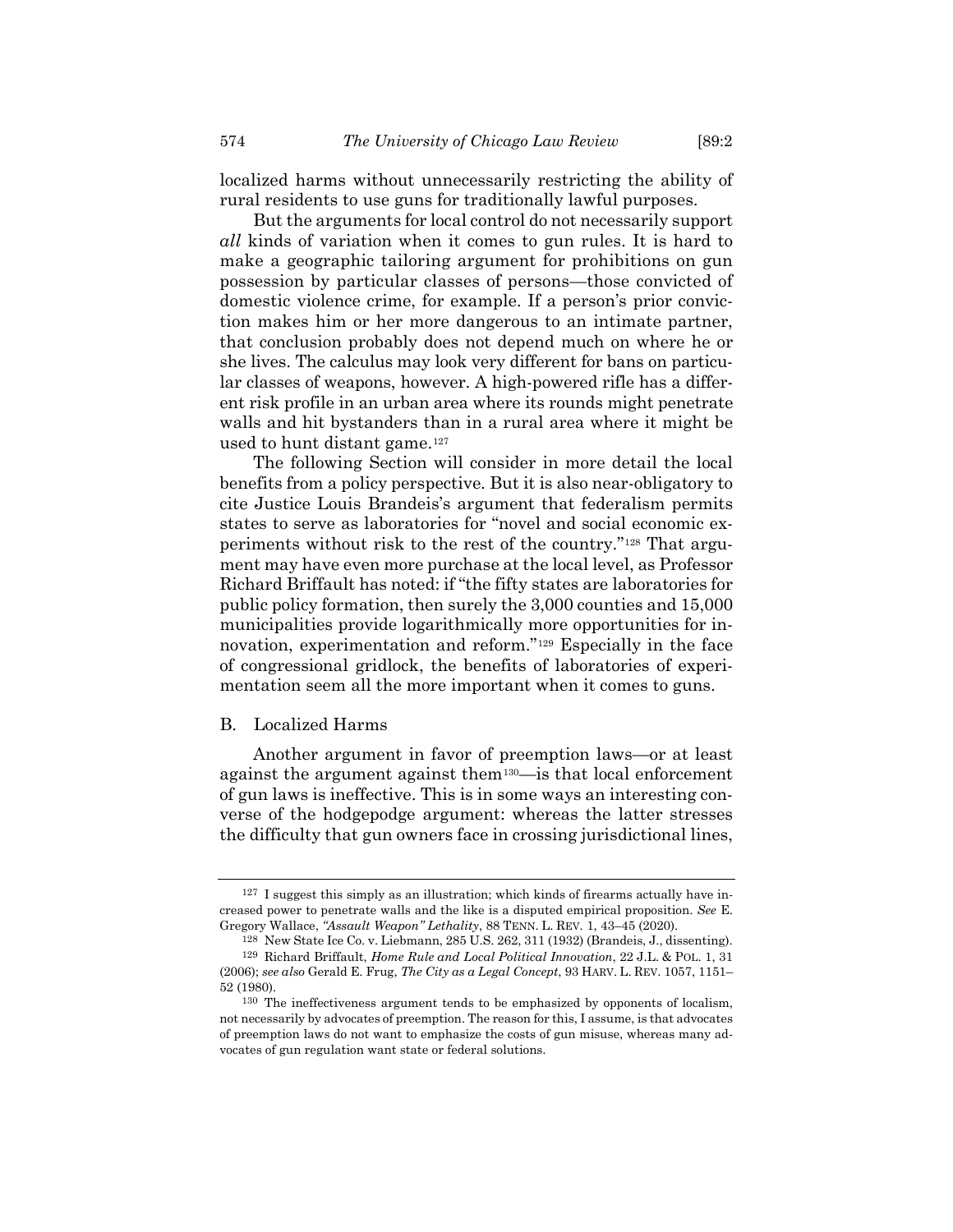localized harms without unnecessarily restricting the ability of rural residents to use guns for traditionally lawful purposes.

But the arguments for local control do not necessarily support *all* kinds of variation when it comes to gun rules. It is hard to make a geographic tailoring argument for prohibitions on gun possession by particular classes of persons—those convicted of domestic violence crime, for example. If a person's prior conviction makes him or her more dangerous to an intimate partner, that conclusion probably does not depend much on where he or she lives. The calculus may look very different for bans on particular classes of weapons, however. A high-powered rifle has a different risk profile in an urban area where its rounds might penetrate walls and hit bystanders than in a rural area where it might be used to hunt distant game.[127]

The following Section will consider in more detail the local benefits from a policy perspective. But it is also near-obligatory to cite Justice Louis Brandeis's argument that federalism permits states to serve as laboratories for "novel and social economic experiments without risk to the rest of the country."[128] That argument may have even more purchase at the local level, as Professor Richard Briffault has noted: if "the fifty states are laboratories for public policy formation, then surely the 3,000 counties and 15,000 municipalities provide logarithmically more opportunities for innovation, experimentation and reform."[129] Especially in the face of congressional gridlock, the benefits of laboratories of experimentation seem all the more important when it comes to guns.

## B. Localized Harms

Another argument in favor of preemption laws—or at least against the argument against them[130]—is that local enforcement of gun laws is ineffective. This is in some ways an interesting converse of the hodgepodge argument: whereas the latter stresses the difficulty that gun owners face in crossing jurisdictional lines,

---

[127] I suggest this simply as an illustration; which kinds of firearms actually have increased power to penetrate walls and the like is a disputed empirical proposition. *See* E. Gregory Wallace, *"Assault Weapon" Lethality*, 88 TENN. L. REV. 1, 43–45 (2020).

[128] New State Ice Co. v. Liebmann, 285 U.S. 262, 311 (1932) (Brandeis, J., dissenting).

[129] Richard Briffault, *Home Rule and Local Political Innovation*, 22 J.L. & POL. 1, 31 (2006); *see also* Gerald E. Frug, *The City as a Legal Concept*, 93 HARV. L. REV. 1057, 1151–52 (1980).

[130] The ineffectiveness argument tends to be emphasized by opponents of localism, not necessarily by advocates of preemption. The reason for this, I assume, is that advocates of preemption laws do not want to emphasize the costs of gun misuse, whereas many advocates of gun regulation want state or federal solutions.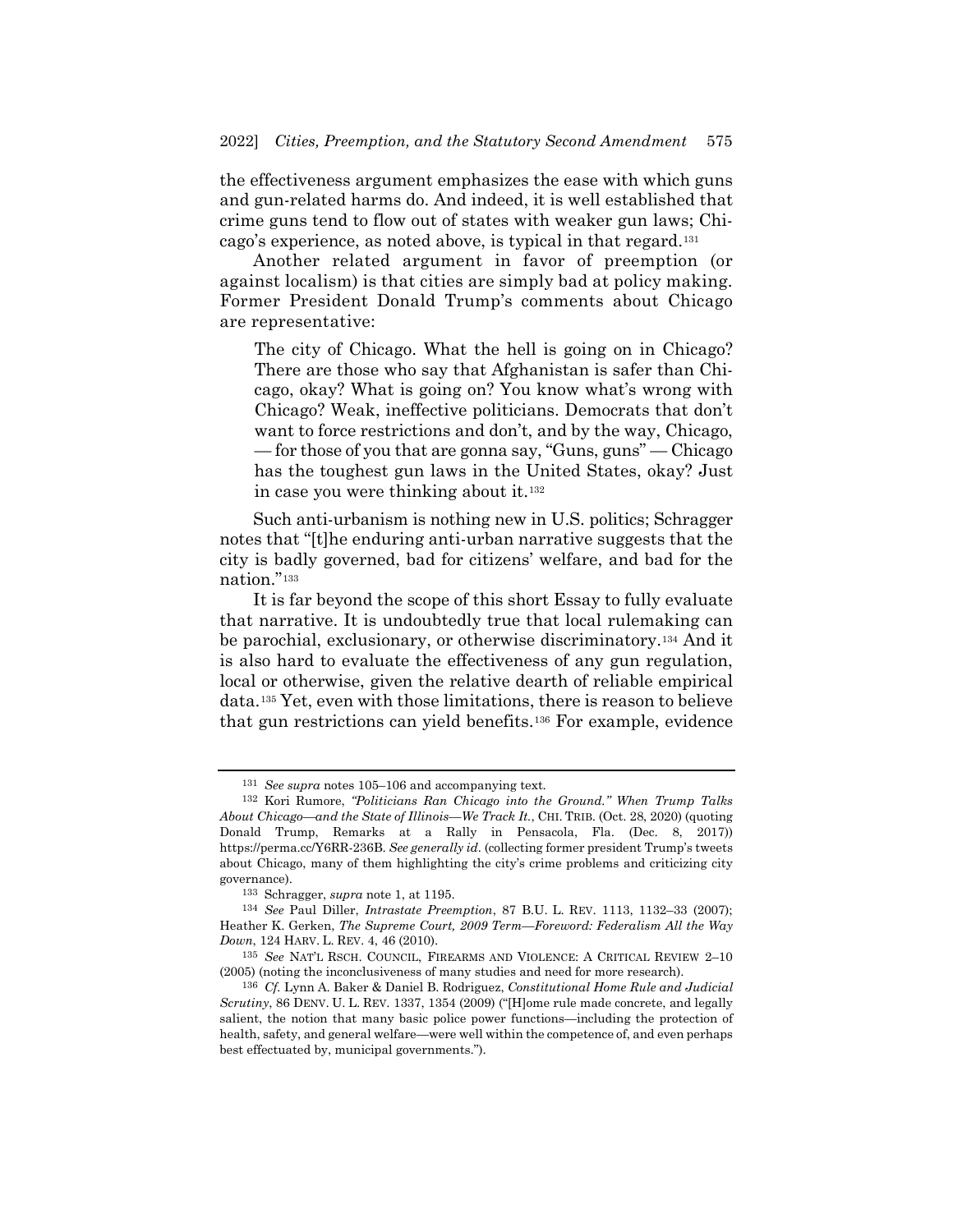the effectiveness argument emphasizes the ease with which guns and gun-related harms do. And indeed, it is well established that crime guns tend to flow out of states with weaker gun laws; Chicago's experience, as noted above, is typical in that regard.[131]

Another related argument in favor of preemption (or against localism) is that cities are simply bad at policy making. Former President Donald Trump's comments about Chicago are representative:

> The city of Chicago. What the hell is going on in Chicago? There are those who say that Afghanistan is safer than Chicago, okay? What is going on? You know what's wrong with Chicago? Weak, ineffective politicians. Democrats that don't want to force restrictions and don't, and by the way, Chicago, — for those of you that are gonna say, "Guns, guns" — Chicago has the toughest gun laws in the United States, okay? Just in case you were thinking about it.[132]

Such anti-urbanism is nothing new in U.S. politics; Schragger notes that "[t]he enduring anti-urban narrative suggests that the city is badly governed, bad for citizens' welfare, and bad for the nation."[133]

It is far beyond the scope of this short Essay to fully evaluate that narrative. It is undoubtedly true that local rulemaking can be parochial, exclusionary, or otherwise discriminatory.[134] And it is also hard to evaluate the effectiveness of any gun regulation, local or otherwise, given the relative dearth of reliable empirical data.[135] Yet, even with those limitations, there is reason to believe that gun restrictions can yield benefits.[136] For example, evidence

---

[131] *See supra* notes 105–106 and accompanying text.

[132] Kori Rumore, *"Politicians Ran Chicago into the Ground." When Trump Talks About Chicago—and the State of Illinois—We Track It.*, CHI. TRIB. (Oct. 28, 2020) (quoting Donald Trump, Remarks at a Rally in Pensacola, Fla. (Dec. 8, 2017)) https://perma.cc/Y6RR-236B. *See generally id.* (collecting former president Trump's tweets about Chicago, many of them highlighting the city's crime problems and criticizing city governance).

[133] Schragger, *supra* note 1, at 1195.

[134] *See* Paul Diller, *Intrastate Preemption*, 87 B.U. L. REV. 1113, 1132–33 (2007); Heather K. Gerken, *The Supreme Court, 2009 Term—Foreword: Federalism All the Way Down*, 124 HARV. L. REV. 4, 46 (2010).

[135] *See* NAT'L RSCH. COUNCIL, FIREARMS AND VIOLENCE: A CRITICAL REVIEW 2–10 (2005) (noting the inconclusiveness of many studies and need for more research).

[136] *Cf.* Lynn A. Baker & Daniel B. Rodriguez, *Constitutional Home Rule and Judicial Scrutiny*, 86 DENV. U. L. REV. 1337, 1354 (2009) ("[H]ome rule made concrete, and legally salient, the notion that many basic police power functions—including the protection of health, safety, and general welfare—were well within the competence of, and even perhaps best effectuated by, municipal governments.").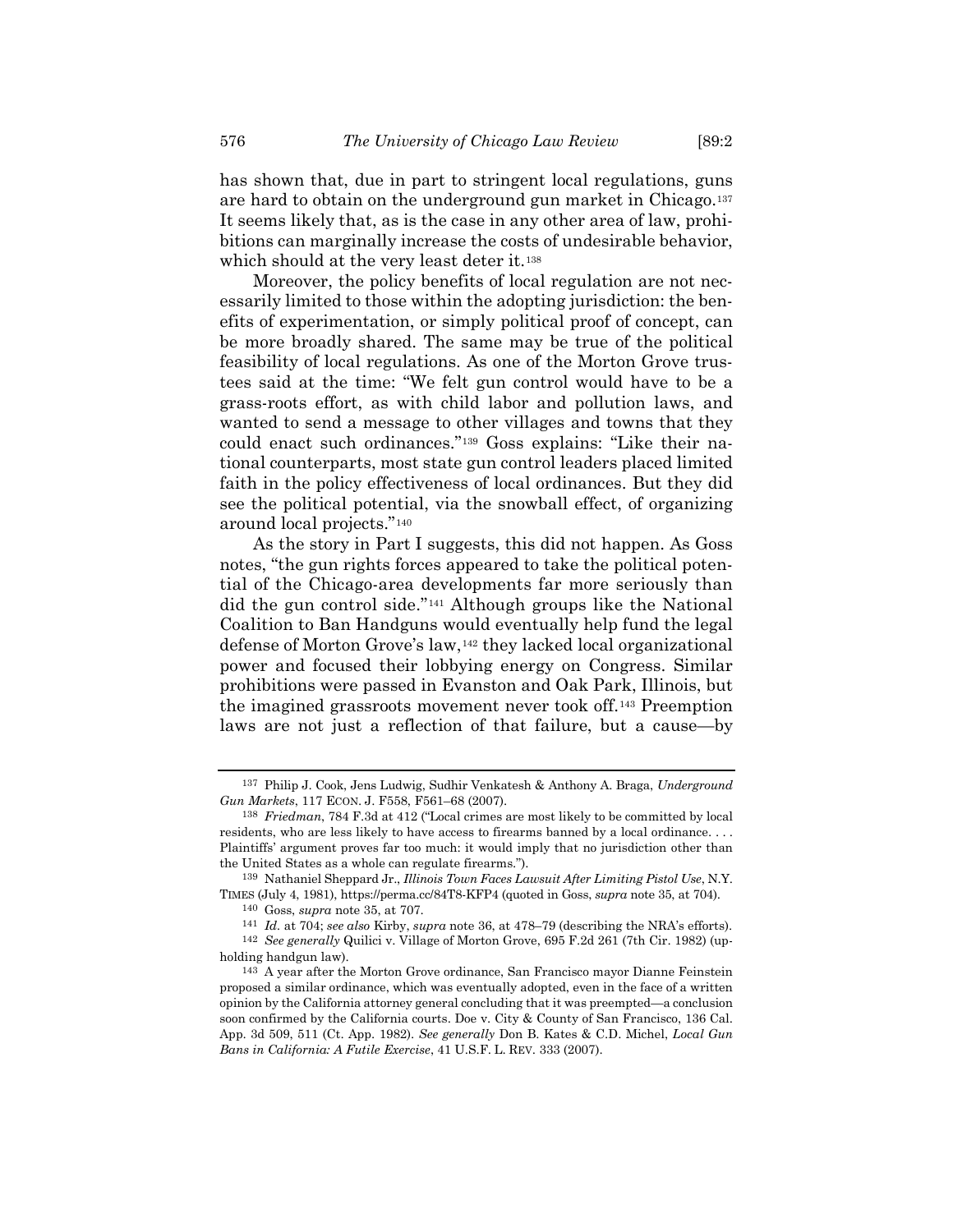has shown that, due in part to stringent local regulations, guns are hard to obtain on the underground gun market in Chicago.[137] It seems likely that, as is the case in any other area of law, prohibitions can marginally increase the costs of undesirable behavior, which should at the very least deter it.[138]

Moreover, the policy benefits of local regulation are not necessarily limited to those within the adopting jurisdiction: the benefits of experimentation, or simply political proof of concept, can be more broadly shared. The same may be true of the political feasibility of local regulations. As one of the Morton Grove trustees said at the time: "We felt gun control would have to be a grass-roots effort, as with child labor and pollution laws, and wanted to send a message to other villages and towns that they could enact such ordinances."[139] Goss explains: "Like their national counterparts, most state gun control leaders placed limited faith in the policy effectiveness of local ordinances. But they did see the political potential, via the snowball effect, of organizing around local projects."[140]

As the story in Part I suggests, this did not happen. As Goss notes, "the gun rights forces appeared to take the political potential of the Chicago-area developments far more seriously than did the gun control side."[141] Although groups like the National Coalition to Ban Handguns would eventually help fund the legal defense of Morton Grove's law,[142] they lacked local organizational power and focused their lobbying energy on Congress. Similar prohibitions were passed in Evanston and Oak Park, Illinois, but the imagined grassroots movement never took off.[143] Preemption laws are not just a reflection of that failure, but a cause—by

---

[137] Philip J. Cook, Jens Ludwig, Sudhir Venkatesh & Anthony A. Braga, *Underground Gun Markets*, 117 ECON. J. F558, F561–68 (2007).

[138] *Friedman*, 784 F.3d at 412 ("Local crimes are most likely to be committed by local residents, who are less likely to have access to firearms banned by a local ordinance. . . . Plaintiffs' argument proves far too much: it would imply that no jurisdiction other than the United States as a whole can regulate firearms.").

[139] Nathaniel Sheppard Jr., *Illinois Town Faces Lawsuit After Limiting Pistol Use*, N.Y. TIMES (July 4, 1981), https://perma.cc/84T8-KFP4 (quoted in Goss, *supra* note 35, at 704).

[140] Goss, *supra* note 35, at 707.

[141] *Id.* at 704; *see also* Kirby, *supra* note 36, at 478–79 (describing the NRA's efforts).

[142] *See generally* Quilici v. Village of Morton Grove, 695 F.2d 261 (7th Cir. 1982) (upholding handgun law).

[143] A year after the Morton Grove ordinance, San Francisco mayor Dianne Feinstein proposed a similar ordinance, which was eventually adopted, even in the face of a written opinion by the California attorney general concluding that it was preempted—a conclusion soon confirmed by the California courts. Doe v. City & County of San Francisco, 136 Cal. App. 3d 509, 511 (Ct. App. 1982). *See generally* Don B. Kates & C.D. Michel, *Local Gun Bans in California: A Futile Exercise*, 41 U.S.F. L. REV. 333 (2007).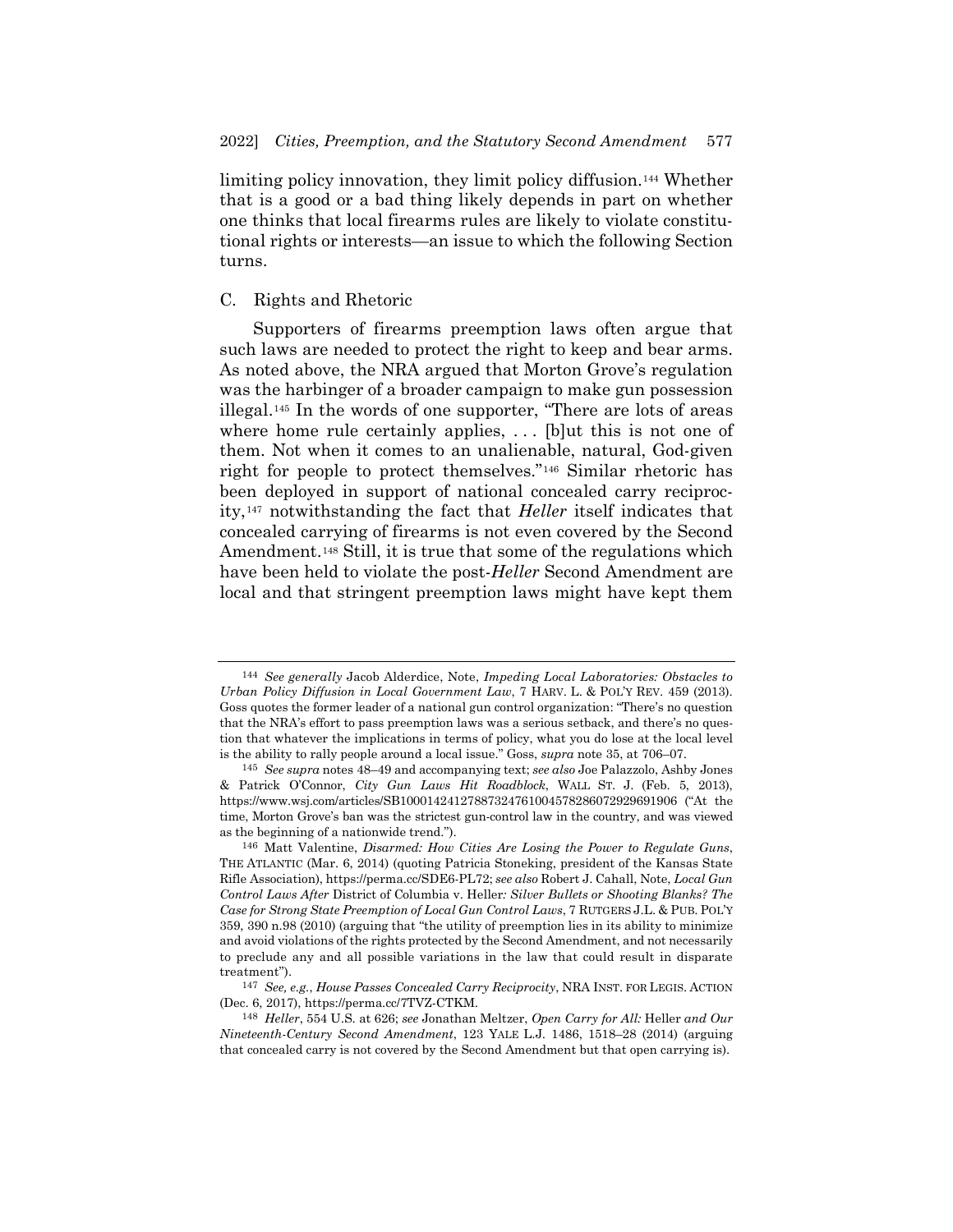limiting policy innovation, they limit policy diffusion.[144] Whether that is a good or a bad thing likely depends in part on whether one thinks that local firearms rules are likely to violate constitutional rights or interests—an issue to which the following Section turns.

### C. Rights and Rhetoric

Supporters of firearms preemption laws often argue that such laws are needed to protect the right to keep and bear arms. As noted above, the NRA argued that Morton Grove's regulation was the harbinger of a broader campaign to make gun possession illegal.[145] In the words of one supporter, "There are lots of areas where home rule certainly applies, . . . [b]ut this is not one of them. Not when it comes to an unalienable, natural, God-given right for people to protect themselves."[146] Similar rhetoric has been deployed in support of national concealed carry reciprocity,[147] notwithstanding the fact that *Heller* itself indicates that concealed carrying of firearms is not even covered by the Second Amendment.[148] Still, it is true that some of the regulations which have been held to violate the post-*Heller* Second Amendment are local and that stringent preemption laws might have kept them

---

[144] *See generally* Jacob Alderdice, Note, *Impeding Local Laboratories: Obstacles to Urban Policy Diffusion in Local Government Law*, 7 HARV. L. & POL'Y REV. 459 (2013). Goss quotes the former leader of a national gun control organization: "There's no question that the NRA's effort to pass preemption laws was a serious setback, and there's no question that whatever the implications in terms of policy, what you do lose at the local level is the ability to rally people around a local issue." Goss, *supra* note 35, at 706–07.

[145] *See supra* notes 48–49 and accompanying text; *see also* Joe Palazzolo, Ashby Jones & Patrick O'Connor, *City Gun Laws Hit Roadblock*, WALL ST. J. (Feb. 5, 2013), https://www.wsj.com/articles/SB10001424127887324761004578286072929691906 ("At the time, Morton Grove's ban was the strictest gun-control law in the country, and was viewed as the beginning of a nationwide trend.").

[146] Matt Valentine, *Disarmed: How Cities Are Losing the Power to Regulate Guns*, THE ATLANTIC (Mar. 6, 2014) (quoting Patricia Stoneking, president of the Kansas State Rifle Association), https://perma.cc/SDE6-PL72; *see also* Robert J. Cahall, Note, *Local Gun Control Laws After* District of Columbia v. Heller*: Silver Bullets or Shooting Blanks? The Case for Strong State Preemption of Local Gun Control Laws*, 7 RUTGERS J.L. & PUB. POL'Y 359, 390 n.98 (2010) (arguing that "the utility of preemption lies in its ability to minimize and avoid violations of the rights protected by the Second Amendment, and not necessarily to preclude any and all possible variations in the law that could result in disparate treatment").

[147] *See, e.g.*, *House Passes Concealed Carry Reciprocity*, NRA INST. FOR LEGIS. ACTION (Dec. 6, 2017), https://perma.cc/7TVZ-CTKM.

[148] *Heller*, 554 U.S. at 626; *see* Jonathan Meltzer, *Open Carry for All:* Heller *and Our Nineteenth-Century Second Amendment*, 123 YALE L.J. 1486, 1518–28 (2014) (arguing that concealed carry is not covered by the Second Amendment but that open carrying is).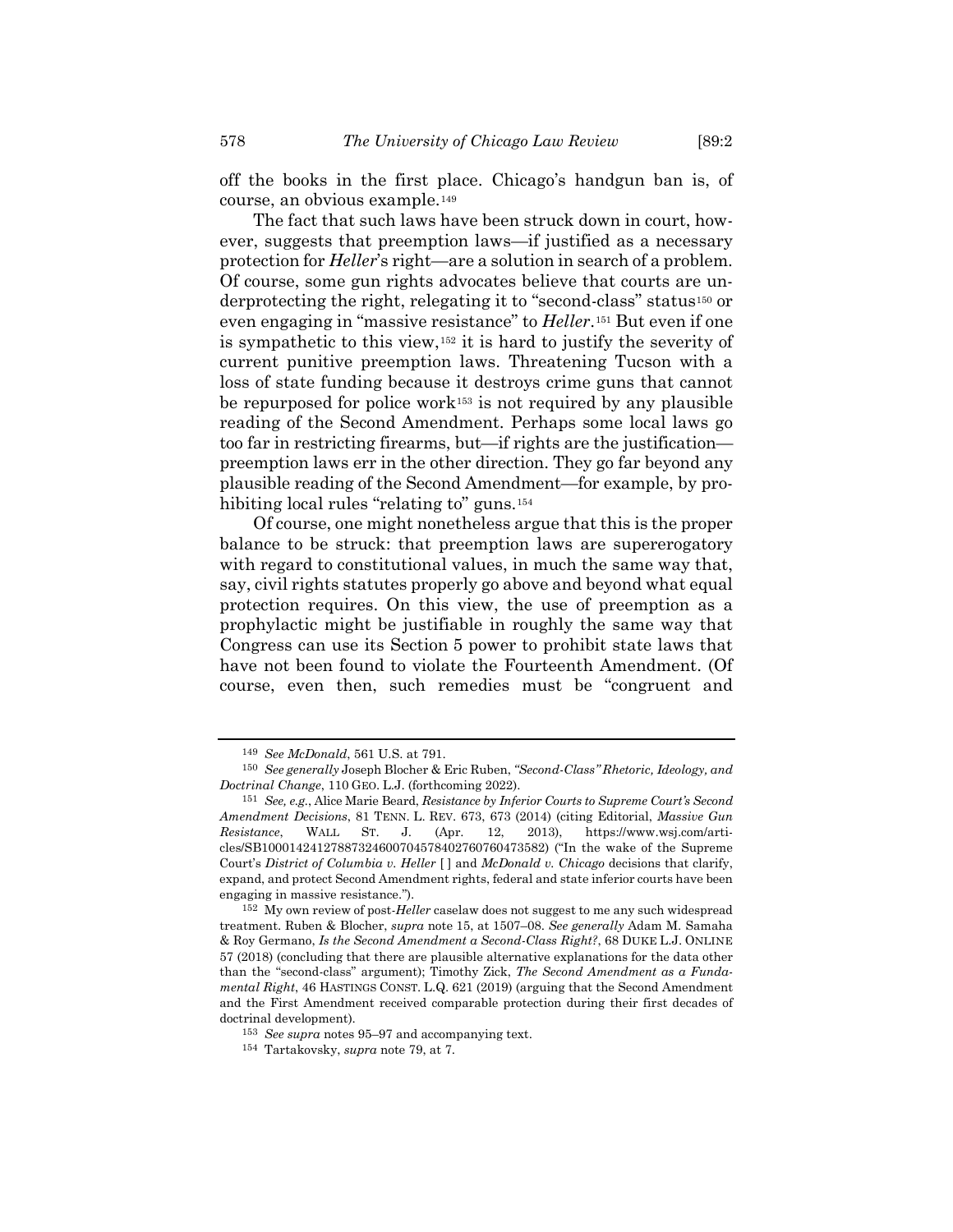off the books in the first place. Chicago's handgun ban is, of course, an obvious example.[149]

The fact that such laws have been struck down in court, however, suggests that preemption laws—if justified as a necessary protection for *Heller*'s right—are a solution in search of a problem. Of course, some gun rights advocates believe that courts are underprotecting the right, relegating it to "second-class" status[150] or even engaging in "massive resistance" to *Heller*.[151] But even if one is sympathetic to this view,[152] it is hard to justify the severity of current punitive preemption laws. Threatening Tucson with a loss of state funding because it destroys crime guns that cannot be repurposed for police work[153] is not required by any plausible reading of the Second Amendment. Perhaps some local laws go too far in restricting firearms, but—if rights are the justification—preemption laws err in the other direction. They go far beyond any plausible reading of the Second Amendment—for example, by prohibiting local rules "relating to" guns.[154]

Of course, one might nonetheless argue that this is the proper balance to be struck: that preemption laws are supererogatory with regard to constitutional values, in much the same way that, say, civil rights statutes properly go above and beyond what equal protection requires. On this view, the use of preemption as a prophylactic might be justifiable in roughly the same way that Congress can use its Section 5 power to prohibit state laws that have not been found to violate the Fourteenth Amendment. (Of course, even then, such remedies must be "congruent and

---

[149] *See McDonald*, 561 U.S. at 791.

[150] *See generally* Joseph Blocher & Eric Ruben, *"Second-Class" Rhetoric, Ideology, and Doctrinal Change*, 110 GEO. L.J. (forthcoming 2022).

[151] *See, e.g.*, Alice Marie Beard, *Resistance by Inferior Courts to Supreme Court's Second Amendment Decisions*, 81 TENN. L. REV. 673, 673 (2014) (citing Editorial, *Massive Gun Resistance*, WALL ST. J. (Apr. 12, 2013), https://www.wsj.com/articles/SB10001424127887324600704578402760760473582) ("In the wake of the Supreme Court's *District of Columbia v. Heller* [ ] and *McDonald v. Chicago* decisions that clarify, expand, and protect Second Amendment rights, federal and state inferior courts have been engaging in massive resistance.").

[152] My own review of post-*Heller* caselaw does not suggest to me any such widespread treatment. Ruben & Blocher, *supra* note 15, at 1507–08. *See generally* Adam M. Samaha & Roy Germano, *Is the Second Amendment a Second-Class Right?*, 68 DUKE L.J. ONLINE 57 (2018) (concluding that there are plausible alternative explanations for the data other than the "second-class" argument); Timothy Zick, *The Second Amendment as a Fundamental Right*, 46 HASTINGS CONST. L.Q. 621 (2019) (arguing that the Second Amendment and the First Amendment received comparable protection during their first decades of doctrinal development).

[153] *See supra* notes 95–97 and accompanying text.

[154] Tartakovsky, *supra* note 79, at 7.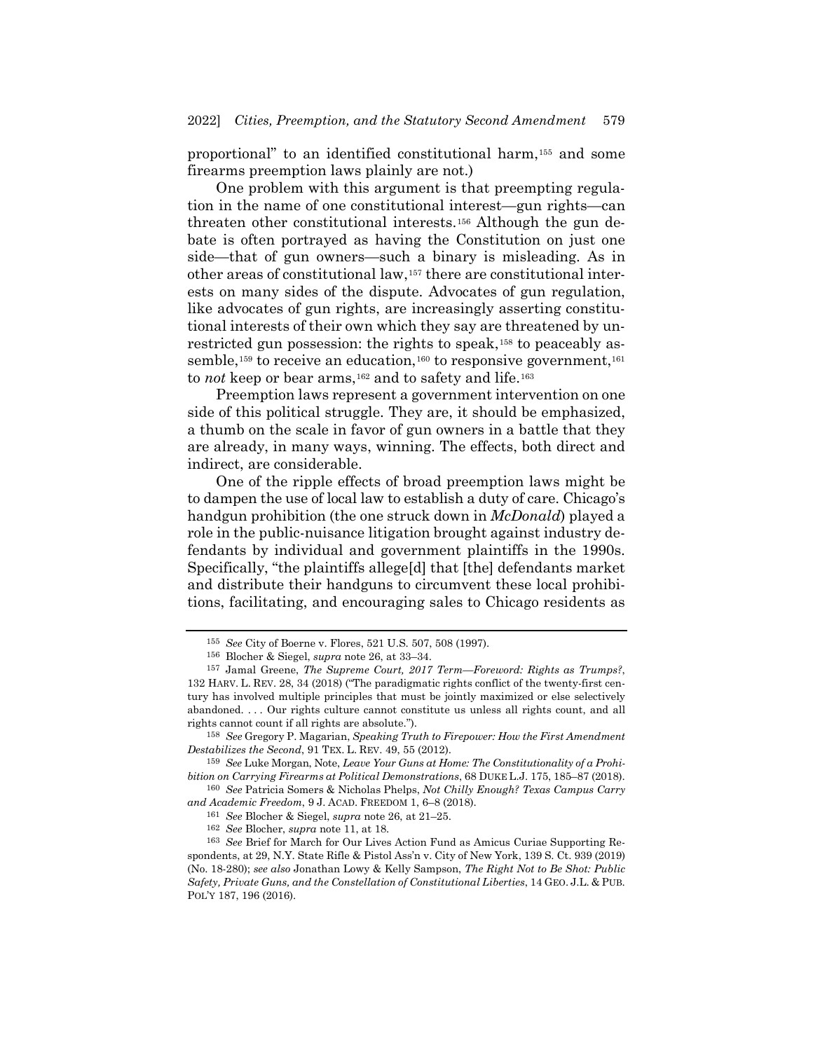proportional" to an identified constitutional harm,[155] and some firearms preemption laws plainly are not.)

One problem with this argument is that preempting regulation in the name of one constitutional interest—gun rights—can threaten other constitutional interests.[156] Although the gun debate is often portrayed as having the Constitution on just one side—that of gun owners—such a binary is misleading. As in other areas of constitutional law,[157] there are constitutional interests on many sides of the dispute. Advocates of gun regulation, like advocates of gun rights, are increasingly asserting constitutional interests of their own which they say are threatened by unrestricted gun possession: the rights to speak,[158] to peaceably assemble,[159] to receive an education,[160] to responsive government,[161] to *not* keep or bear arms,[162] and to safety and life.[163]

Preemption laws represent a government intervention on one side of this political struggle. They are, it should be emphasized, a thumb on the scale in favor of gun owners in a battle that they are already, in many ways, winning. The effects, both direct and indirect, are considerable.

One of the ripple effects of broad preemption laws might be to dampen the use of local law to establish a duty of care. Chicago's handgun prohibition (the one struck down in *McDonald*) played a role in the public-nuisance litigation brought against industry defendants by individual and government plaintiffs in the 1990s. Specifically, "the plaintiffs allege[d] that [the] defendants market and distribute their handguns to circumvent these local prohibitions, facilitating, and encouraging sales to Chicago residents as

---

155 *See* City of Boerne v. Flores, 521 U.S. 507, 508 (1997).

156 Blocher & Siegel, *supra* note 26, at 33–34.

157 Jamal Greene, *The Supreme Court, 2017 Term—Foreword: Rights as Trumps?*, 132 HARV. L. REV. 28, 34 (2018) ("The paradigmatic rights conflict of the twenty-first century has involved multiple principles that must be jointly maximized or else selectively abandoned. . . . Our rights culture cannot constitute us unless all rights count, and all rights cannot count if all rights are absolute.").

158 *See* Gregory P. Magarian, *Speaking Truth to Firepower: How the First Amendment Destabilizes the Second*, 91 TEX. L. REV. 49, 55 (2012).

159 *See* Luke Morgan, Note, *Leave Your Guns at Home: The Constitutionality of a Prohibition on Carrying Firearms at Political Demonstrations*, 68 DUKE L.J. 175, 185–87 (2018).

160 *See* Patricia Somers & Nicholas Phelps, *Not Chilly Enough? Texas Campus Carry and Academic Freedom*, 9 J. ACAD. FREEDOM 1, 6–8 (2018).

161 *See* Blocher & Siegel, *supra* note 26, at 21–25.

162 *See* Blocher, *supra* note 11, at 18.

163 *See* Brief for March for Our Lives Action Fund as Amicus Curiae Supporting Respondents, at 29, N.Y. State Rifle & Pistol Ass'n v. City of New York, 139 S. Ct. 939 (2019) (No. 18-280); *see also* Jonathan Lowy & Kelly Sampson, *The Right Not to Be Shot: Public Safety, Private Guns, and the Constellation of Constitutional Liberties*, 14 GEO. J.L. & PUB. POL'Y 187, 196 (2016).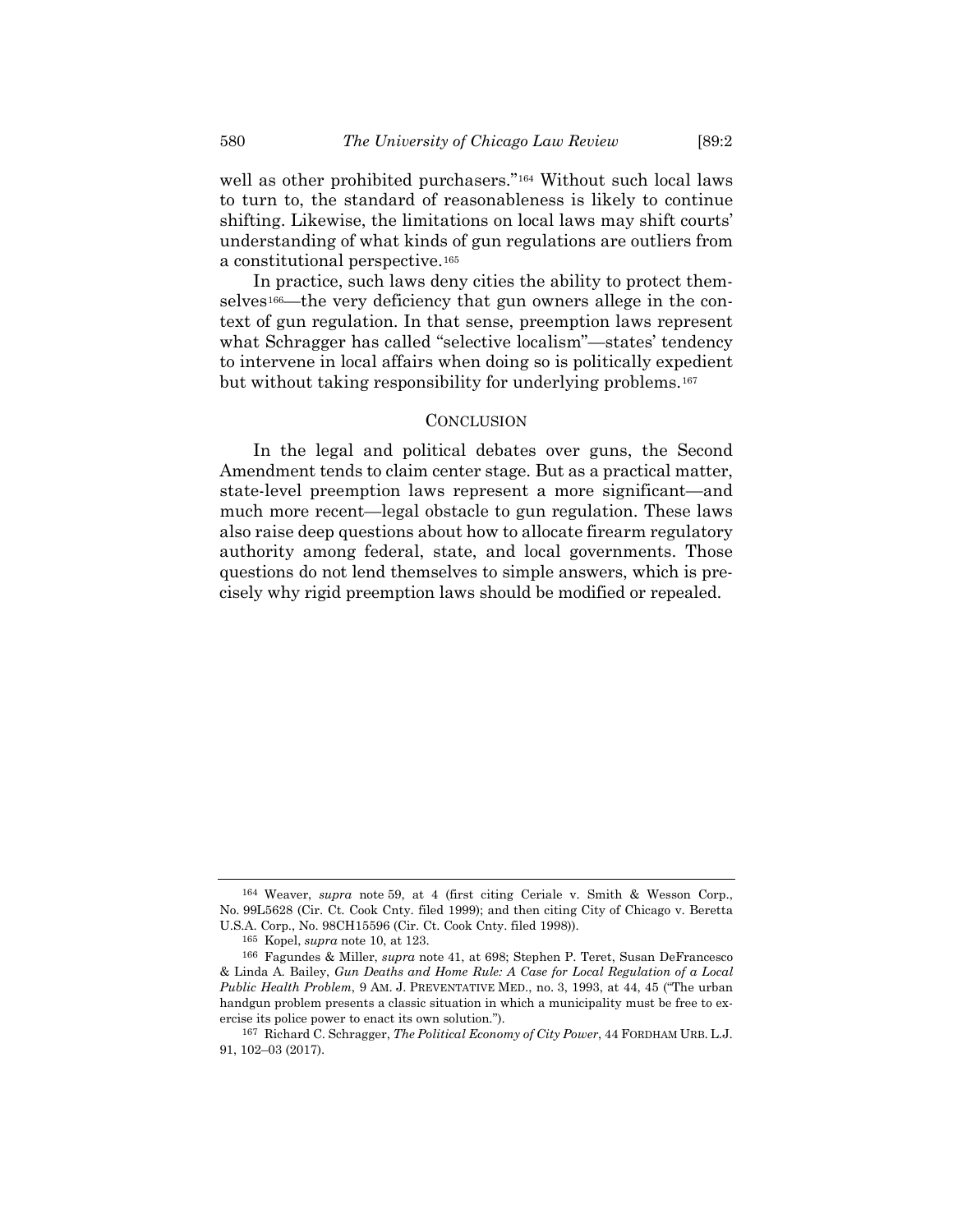well as other prohibited purchasers."[164] Without such local laws to turn to, the standard of reasonableness is likely to continue shifting. Likewise, the limitations on local laws may shift courts' understanding of what kinds of gun regulations are outliers from a constitutional perspective.[165]

In practice, such laws deny cities the ability to protect themselves[166]—the very deficiency that gun owners allege in the context of gun regulation. In that sense, preemption laws represent what Schragger has called "selective localism"—states' tendency to intervene in local affairs when doing so is politically expedient but without taking responsibility for underlying problems.[167]

## CONCLUSION

In the legal and political debates over guns, the Second Amendment tends to claim center stage. But as a practical matter, state-level preemption laws represent a more significant—and much more recent—legal obstacle to gun regulation. These laws also raise deep questions about how to allocate firearm regulatory authority among federal, state, and local governments. Those questions do not lend themselves to simple answers, which is precisely why rigid preemption laws should be modified or repealed.

---

[164] Weaver, *supra* note 59, at 4 (first citing Ceriale v. Smith & Wesson Corp., No. 99L5628 (Cir. Ct. Cook Cnty. filed 1999); and then citing City of Chicago v. Beretta U.S.A. Corp., No. 98CH15596 (Cir. Ct. Cook Cnty. filed 1998)).

[165] Kopel, *supra* note 10, at 123.

[166] Fagundes & Miller, *supra* note 41, at 698; Stephen P. Teret, Susan DeFrancesco & Linda A. Bailey, *Gun Deaths and Home Rule: A Case for Local Regulation of a Local Public Health Problem*, 9 AM. J. PREVENTATIVE MED., no. 3, 1993, at 44, 45 ("The urban handgun problem presents a classic situation in which a municipality must be free to exercise its police power to enact its own solution.").

[167] Richard C. Schragger, *The Political Economy of City Power*, 44 FORDHAM URB. L.J. 91, 102–03 (2017).